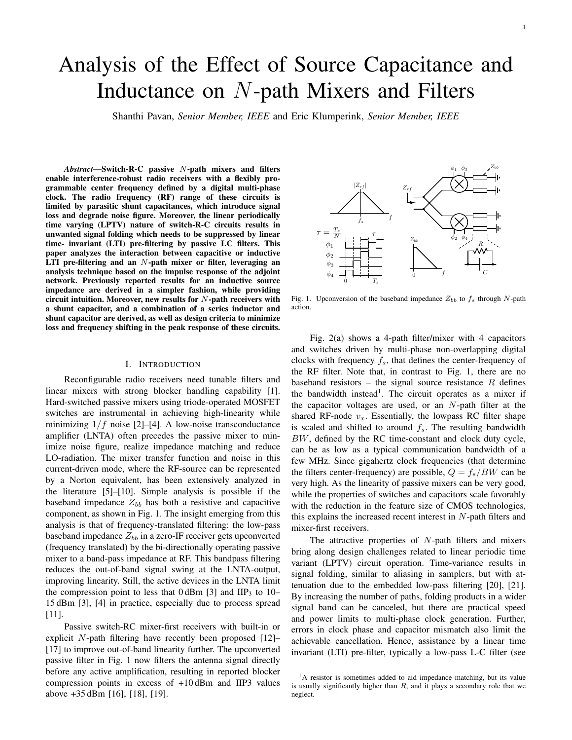# Analysis of the Effect of Source Capacitance and Inductance on $N$-path Mixers and Filters

Shanthi Pavan, *Senior Member, IEEE* and Eric Klumperink, *Senior Member, IEEE*

***Abstract*—Switch-R-C passive $N$-path mixers and filters enable interference-robust radio receivers with a flexibly programmable center frequency defined by a digital multi-phase clock. The radio frequency (RF) range of these circuits is limited by parasitic shunt capacitances, which introduce signal loss and degrade noise figure. Moreover, the linear periodically time varying (LPTV) nature of switch-R-C circuits results in unwanted signal folding which needs to be suppressed by linear time- invariant (LTI) pre-filtering by passive LC filters. This paper analyzes the interaction between capacitive or inductive LTI pre-filtering and an $N$-path mixer or filter, leveraging an analysis technique based on the impulse response of the adjoint network. Previously reported results for an inductive source impedance are derived in a simpler fashion, while providing circuit intuition. Moreover, new results for $N$-path receivers with a shunt capacitor, and a combination of a series inductor and shunt capacitor are derived, as well as design criteria to minimize loss and frequency shifting in the peak response of these circuits.**

## I. Introduction

Reconfigurable radio receivers need tunable filters and linear mixers with strong blocker handling capability [1]. Hard-switched passive mixers using triode-operated MOSFET switches are instrumental in achieving high-linearity while minimizing $1/f$ noise [2]–[4]. A low-noise transconductance amplifier (LNTA) often precedes the passive mixer to minimize noise figure, realize impedance matching and reduce LO-radiation. The mixer transfer function and noise in this current-driven mode, where the RF-source can be represented by a Norton equivalent, has been extensively analyzed in the literature [5]–[10]. Simple analysis is possible if the baseband impedance $Z_{bb}$ has both a resistive and capacitive component, as shown in Fig. 1. The insight emerging from this analysis is that of frequency-translated filtering: the low-pass baseband impedance $Z_{bb}$ in a zero-IF receiver gets upconverted (frequency translated) by the bi-directionally operating passive mixer to a band-pass impedance at RF. This bandpass filtering reduces the out-of-band signal swing at the LNTA-output, improving linearity. Still, the active devices in the LNTA limit the compression point to less that 0 dBm [3] and IIP$_3$ to 10–15 dBm [3], [4] in practice, especially due to process spread [11].

Passive switch-RC mixer-first receivers with built-in or explicit $N$-path filtering have recently been proposed [12]–[17] to improve out-of-band linearity further. The upconverted passive filter in Fig. 1 now filters the antenna signal directly before any active amplification, resulting in reported blocker compression points in excess of +10 dBm and IIP3 values above +35 dBm [16], [18], [19].

Fig. 1. Upconversion of the baseband impedance $Z_{bb}$ to $f_s$ through $N$-path action.

Fig. 2(a) shows a 4-path filter/mixer with 4 capacitors and switches driven by multi-phase non-overlapping digital clocks with frequency $f_s$, that defines the center-frequency of the RF filter. Note that, in contrast to Fig. 1, there are no baseband resistors – the signal source resistance $R$ defines the bandwidth instead[1]. The circuit operates as a mixer if the capacitor voltages are used, or an $N$-path filter at the shared RF-node $v_x$. Essentially, the lowpass RC filter shape is scaled and shifted to around $f_s$. The resulting bandwidth $BW$, defined by the RC time-constant and clock duty cycle, can be as low as a typical communication bandwidth of a few MHz. Since gigahertz clock frequencies (that determine the filters center-frequency) are possible, $Q = f_s/BW$ can be very high. As the linearity of passive mixers can be very good, while the properties of switches and capacitors scale favorably with the reduction in the feature size of CMOS technologies, this explains the increased recent interest in $N$-path filters and mixer-first receivers.

The attractive properties of $N$-path filters and mixers bring along design challenges related to linear periodic time variant (LPTV) circuit operation. Time-variance results in signal folding, similar to aliasing in samplers, but with attenuation due to the embedded low-pass filtering [20], [21]. By increasing the number of paths, folding products in a wider signal band can be canceled, but there are practical speed and power limits to multi-phase clock generation. Further, errors in clock phase and capacitor mismatch also limit the achievable cancellation. Hence, assistance by a linear time invariant (LTI) pre-filter, typically a low-pass L-C filter (see

[1] A resistor is sometimes added to aid impedance matching, but its value is usually significantly higher than $R$, and it plays a secondary role that we neglect.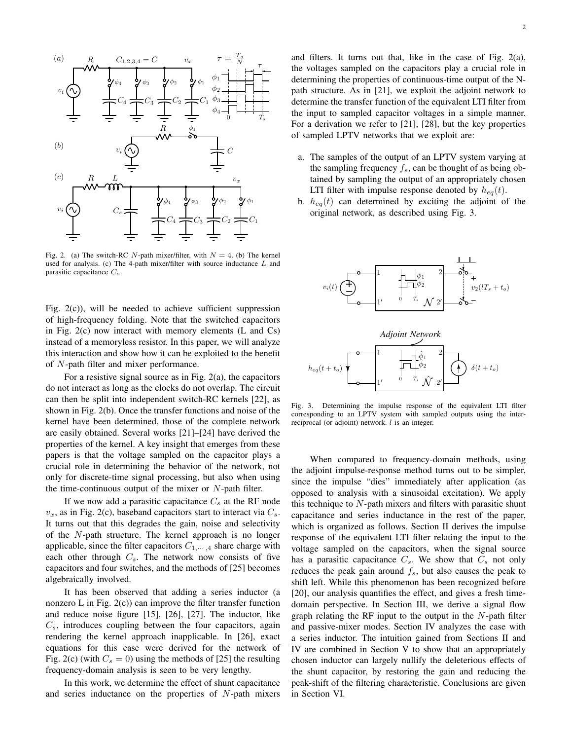Fig. 2. (a) The switch-RC $N$-path mixer/filter, with $N = 4$. (b) The kernel used for analysis. (c) The 4-path mixer/filter with source inductance $L$ and parasitic capacitance $C_s$.

Fig. 2(c)), will be needed to achieve sufficient suppression of high-frequency folding. Note that the switched capacitors in Fig. 2(c) now interact with memory elements (L and Cs) instead of a memoryless resistor. In this paper, we will analyze this interaction and show how it can be exploited to the benefit of $N$-path filter and mixer performance.

For a resistive signal source as in Fig. 2(a), the capacitors do not interact as long as the clocks do not overlap. The circuit can then be split into independent switch-RC kernels [22], as shown in Fig. 2(b). Once the transfer functions and noise of the kernel have been determined, those of the complete network are easily obtained. Several works [21]–[24] have derived the properties of the kernel. A key insight that emerges from these papers is that the voltage sampled on the capacitor plays a crucial role in determining the behavior of the network, not only for discrete-time signal processing, but also when using the time-continuous output of the mixer or $N$-path filter.

If we now add a parasitic capacitance $C_s$ at the RF node $v_x$, as in Fig. 2(c), baseband capacitors start to interact via $C_s$. It turns out that this degrades the gain, noise and selectivity of the $N$-path structure. The kernel approach is no longer applicable, since the filter capacitors $C_{1,\cdots,4}$ share charge with each other through $C_s$. The network now consists of five capacitors and four switches, and the methods of [25] becomes algebraically involved.

It has been observed that adding a series inductor (a nonzero L in Fig. 2(c)) can improve the filter transfer function and reduce noise figure [15], [26], [27]. The inductor, like $C_s$, introduces coupling between the four capacitors, again rendering the kernel approach inapplicable. In [26], exact equations for this case were derived for the network of Fig. 2(c) (with $C_s = 0$) using the methods of [25] the resulting frequency-domain analysis is seen to be very lengthy.

In this work, we determine the effect of shunt capacitance and series inductance on the properties of $N$-path mixers and filters. It turns out that, like in the case of Fig. 2(a), the voltages sampled on the capacitors play a crucial role in determining the properties of continuous-time output of the N-path structure. As in [21], we exploit the adjoint network to determine the transfer function of the equivalent LTI filter from the input to sampled capacitor voltages in a simple manner. For a derivation we refer to [21], [28], but the key properties of sampled LPTV networks that we exploit are:

a. The samples of the output of an LPTV system varying at the sampling frequency $f_s$, can be thought of as being obtained by sampling the output of an appropriately chosen LTI filter with impulse response denoted by $h_{eq}(t)$.
b. $h_{eq}(t)$ can determined by exciting the adjoint of the original network, as described using Fig. 3.

Fig. 3. Determining the impulse response of the equivalent LTI filter corresponding to an LPTV system with sampled outputs using the inter-reciprocal (or adjoint) network. $l$ is an integer.

When compared to frequency-domain methods, using the adjoint impulse-response method turns out to be simpler, since the impulse "dies" immediately after application (as opposed to analysis with a sinusoidal excitation). We apply this technique to $N$-path mixers and filters with parasitic shunt capacitance and series inductance in the rest of the paper, which is organized as follows. Section II derives the impulse response of the equivalent LTI filter relating the input to the voltage sampled on the capacitors, when the signal source has a parasitic capacitance $C_s$. We show that $C_s$ not only reduces the peak gain around $f_s$, but also causes the peak to shift left. While this phenomenon has been recognized before [20], our analysis quantifies the effect, and gives a fresh time-domain perspective. In Section III, we derive a signal flow graph relating the RF input to the output in the $N$-path filter and passive-mixer modes. Section IV analyzes the case with a series inductor. The intuition gained from Sections II and IV are combined in Section V to show that an appropriately chosen inductor can largely nullify the deleterious effects of the shunt capacitor, by restoring the gain and reducing the peak-shift of the filtering characteristic. Conclusions are given in Section VI.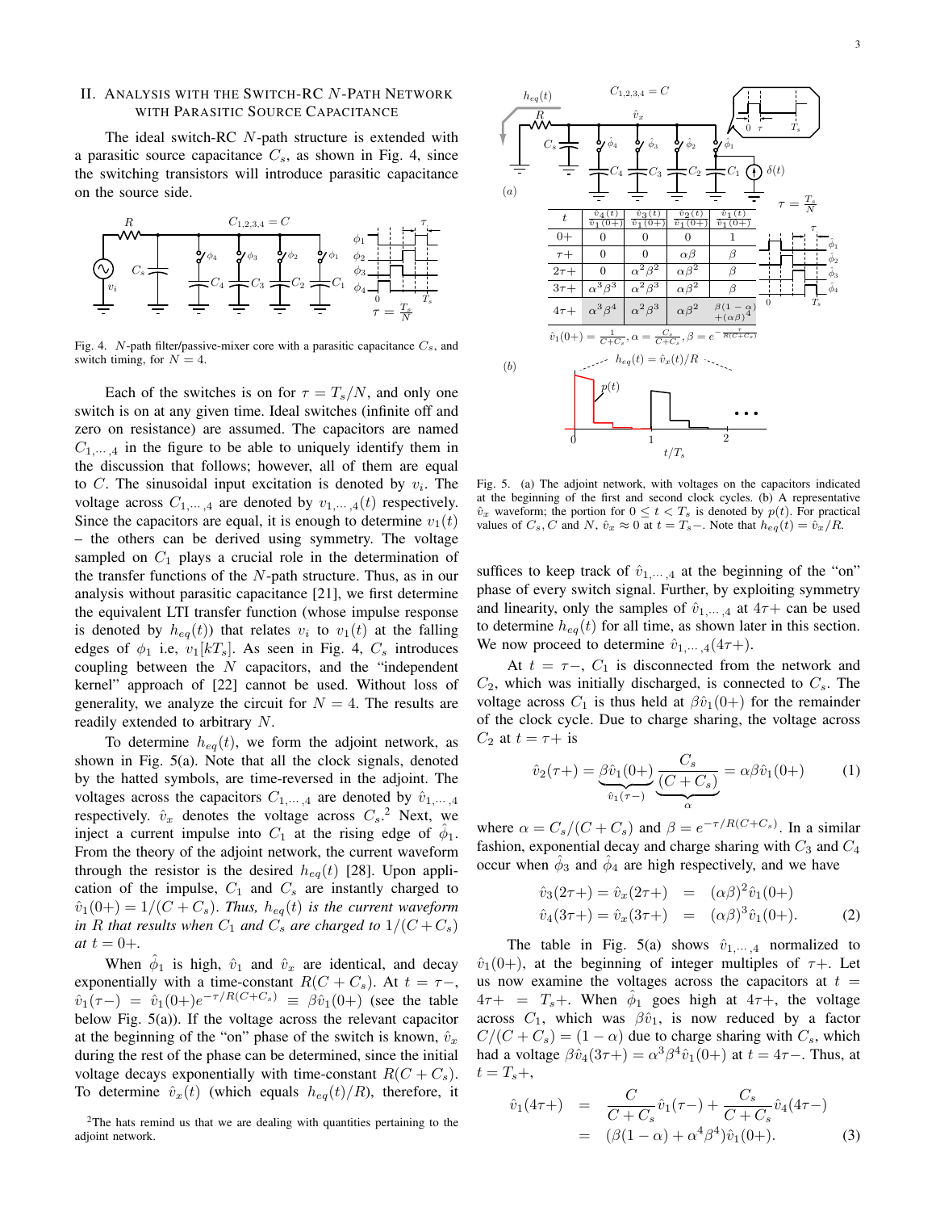## II. Analysis with the Switch-RC $N$-Path Network with Parasitic Source Capacitance

The ideal switch-RC $N$-path structure is extended with a parasitic source capacitance $C_s$, as shown in Fig. 4, since the switching transistors will introduce parasitic capacitance on the source side.

Fig. 4. $N$-path filter/passive-mixer core with a parasitic capacitance $C_s$, and switch timing, for $N = 4$.

Each of the switches is on for $\tau = T_s/N$, and only one switch is on at any given time. Ideal switches (infinite off and zero on resistance) are assumed. The capacitors are named $C_{1,\cdots,4}$ in the figure to be able to uniquely identify them in the discussion that follows; however, all of them are equal to $C$. The sinusoidal input excitation is denoted by $v_i$. The voltage across $C_{1,\cdots,4}$ are denoted by $v_{1,\cdots,4}(t)$ respectively. Since the capacitors are equal, it is enough to determine $v_1(t)$ – the others can be derived using symmetry. The voltage sampled on $C_1$ plays a crucial role in the determination of the transfer functions of the $N$-path structure. Thus, as in our analysis without parasitic capacitance [21], we first determine the equivalent LTI transfer function (whose impulse response is denoted by $h_{eq}(t)$) that relates $v_i$ to $v_1(t)$ at the falling edges of $\phi_1$ i.e, $v_1[kT_s]$. As seen in Fig. 4, $C_s$ introduces coupling between the $N$ capacitors, and the "independent kernel" approach of [22] cannot be used. Without loss of generality, we analyze the circuit for $N = 4$. The results are readily extended to arbitrary $N$.

To determine $h_{eq}(t)$, we form the adjoint network, as shown in Fig. 5(a). Note that all the clock signals, denoted by the hatted symbols, are time-reversed in the adjoint. The voltages across the capacitors $C_{1,\cdots,4}$ are denoted by $\hat{v}_{1,\cdots,4}$ respectively. $\hat{v}_x$ denotes the voltage across $C_s$.[2] Next, we inject a current impulse into $C_1$ at the rising edge of $\hat{\phi}_1$. From the theory of the adjoint network, the current waveform through the resistor is the desired $h_{eq}(t)$ [28]. Upon application of the impulse, $C_1$ and $C_s$ are instantly charged to $\hat{v}_1(0+) = 1/(C + C_s)$. *Thus, $h_{eq}(t)$ is the current waveform in $R$ that results when $C_1$ and $C_s$ are charged to $1/(C+C_s)$ at $t = 0+$.*

When $\hat{\phi}_1$ is high, $\hat{v}_1$ and $\hat{v}_x$ are identical, and decay exponentially with a time-constant $R(C + C_s)$. At $t = \tau-$, $\hat{v}_1(\tau-) = \hat{v}_1(0+)e^{-\tau/R(C+C_s)} \equiv \beta\hat{v}_1(0+)$ (see the table below Fig. 5(a)). If the voltage across the relevant capacitor at the beginning of the "on" phase of the switch is known, $\hat{v}_x$ during the rest of the phase can be determined, since the initial voltage decays exponentially with time-constant $R(C + C_s)$. To determine $\hat{v}_x(t)$ (which equals $h_{eq}(t)/R$), therefore, it suffices to keep track of $\hat{v}_{1,\cdots,4}$ at the beginning of the "on" phase of every switch signal. Further, by exploiting symmetry and linearity, only the samples of $\hat{v}_{1,\cdots,4}$ at $4\tau+$ can be used to determine $h_{eq}(t)$ for all time, as shown later in this section. We now proceed to determine $\hat{v}_{1,\cdots,4}(4\tau+)$.

| $t$ | $\frac{\hat{v}_4(t)}{\hat{v}_1(0+)}$ | $\frac{\hat{v}_3(t)}{\hat{v}_1(0+)}$ | $\frac{\hat{v}_2(t)}{\hat{v}_1(0+)}$ | $\frac{\hat{v}_1(t)}{\hat{v}_1(0+)}$ |
|---|---|---|---|---|
| $0+$ | 0 | 0 | 0 | 1 |
| $\tau+$ | 0 | 0 | $\alpha\beta$ | $\beta$ |
| $2\tau+$ | 0 | $\alpha^2\beta^2$ | $\alpha\beta^2$ | $\beta$ |
| $3\tau+$ | $\alpha^3\beta^3$ | $\alpha^2\beta^3$ | $\alpha\beta^2$ | $\beta$ |
| $4\tau+$ | $\alpha^3\beta^4$ | $\alpha^2\beta^3$ | $\alpha\beta^2$ | $\beta(1-\alpha)+(\alpha\beta)^4$ |

$\hat{v}_1(0+) = \frac{1}{C+C_s}, \alpha = \frac{C_s}{C+C_s}, \beta = e^{-\frac{\tau}{R(C+C_s)}}$

Fig. 5. (a) The adjoint network, with voltages on the capacitors indicated at the beginning of the first and second clock cycles. (b) A representative $\hat{v}_x$ waveform; the portion for $0 \le t < T_s$ is denoted by $p(t)$. For practical values of $C_s, C$ and $N$, $\hat{v}_x \approx 0$ at $t = T_s-$. Note that $h_{eq}(t) = \hat{v}_x(t)/R$.

At $t = \tau-$, $C_1$ is disconnected from the network and $C_2$, which was initially discharged, is connected to $C_s$. The voltage across $C_1$ is thus held at $\beta\hat{v}_1(0+)$ for the remainder of the clock cycle. Due to charge sharing, the voltage across $C_2$ at $t = \tau+$ is

$$\hat{v}_2(\tau+) = \underbrace{\beta\hat{v}_1(0+)}_{\hat{v}_1(\tau-)}\underbrace{\frac{C_s}{(C+C_s)}}_{\alpha} = \alpha\beta\hat{v}_1(0+) \qquad (1)$$

where $\alpha = C_s/(C + C_s)$ and $\beta = e^{-\tau/R(C+C_s)}$. In a similar fashion, exponential decay and charge sharing with $C_3$ and $C_4$ occur when $\hat{\phi}_3$ and $\hat{\phi}_4$ are high respectively, and we have

$$\begin{aligned}\hat{v}_3(2\tau+) = \hat{v}_x(2\tau+) &= (\alpha\beta)^2\hat{v}_1(0+)\\ \hat{v}_4(3\tau+) = \hat{v}_x(3\tau+) &= (\alpha\beta)^3\hat{v}_1(0+).\end{aligned} \qquad (2)$$

The table in Fig. 5(a) shows $\hat{v}_{1,\cdots,4}$ normalized to $\hat{v}_1(0+)$, at the beginning of integer multiples of $\tau+$. Let us now examine the voltages across the capacitors at $t = 4\tau+ = T_s+$. When $\hat{\phi}_1$ goes high at $4\tau+$, the voltage across $C_1$, which was $\beta\hat{v}_1$, is now reduced by a factor $C/(C + C_s) = (1 - \alpha)$ due to charge sharing with $C_s$, which had a voltage $\beta\hat{v}_4(3\tau+) = \alpha^3\beta^4\hat{v}_1(0+)$ at $t = 4\tau-$. Thus, at $t = T_s+$,

$$\begin{aligned}\hat{v}_1(4\tau+) &= \frac{C}{C+C_s}\hat{v}_1(\tau-) + \frac{C_s}{C+C_s}\hat{v}_4(4\tau-)\\ &= (\beta(1-\alpha) + \alpha^4\beta^4)\hat{v}_1(0+).\end{aligned} \qquad (3)$$

[2] The hats remind us that we are dealing with quantities pertaining to the adjoint network.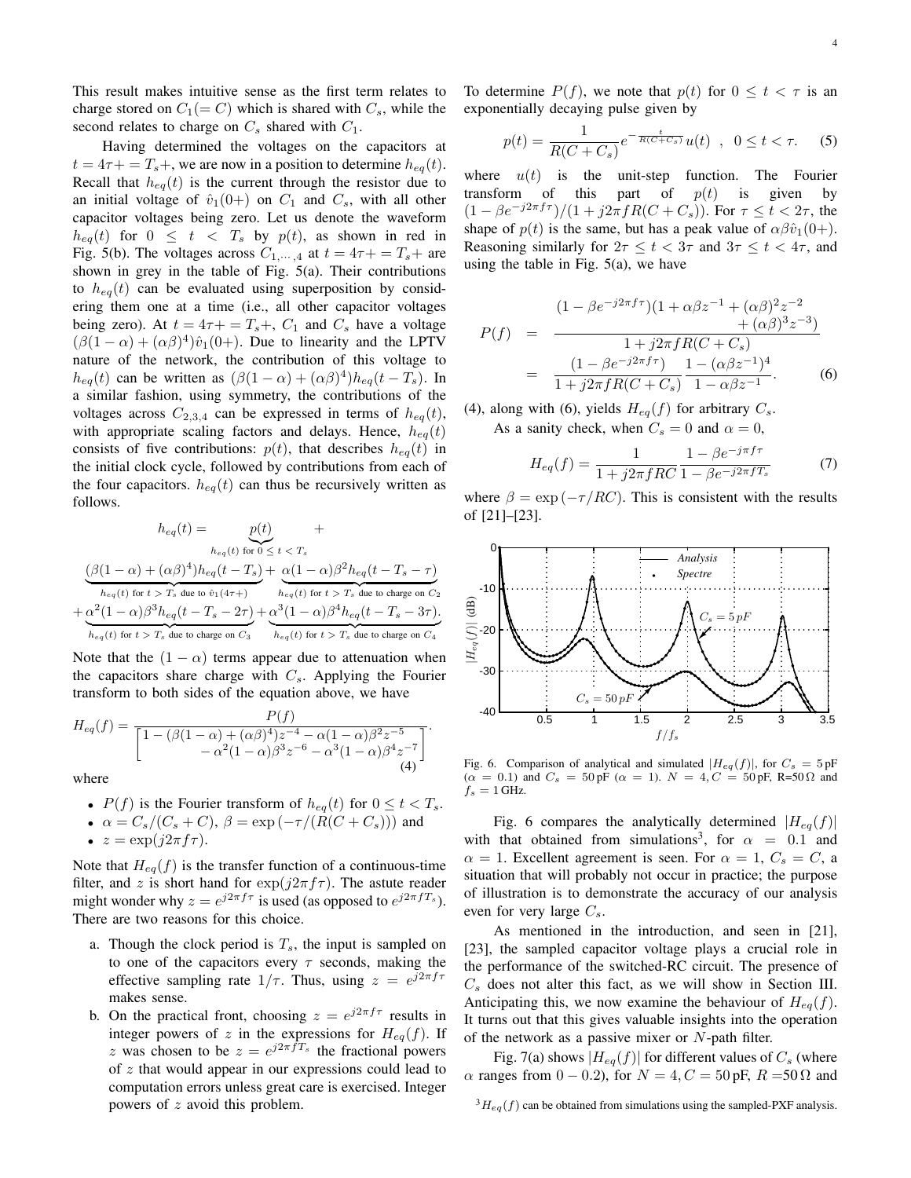This result makes intuitive sense as the first term relates to charge stored on $C_1(=C)$ which is shared with $C_s$, while the second relates to charge on $C_s$ shared with $C_1$.

Having determined the voltages on the capacitors at $t = 4\tau+ = T_s+$, we are now in a position to determine $h_{eq}(t)$. Recall that $h_{eq}(t)$ is the current through the resistor due to an initial voltage of $\hat{v}_1(0+)$ on $C_1$ and $C_s$, with all other capacitor voltages being zero. Let us denote the waveform $h_{eq}(t)$ for $0 \le t < T_s$ by $p(t)$, as shown in red in Fig. 5(b). The voltages across $C_{1,\cdots,4}$ at $t = 4\tau+ = T_s+$ are shown in grey in the table of Fig. 5(a). Their contributions to $h_{eq}(t)$ can be evaluated using superposition by considering them one at a time (i.e., all other capacitor voltages being zero). At $t = 4\tau+ = T_s+$, $C_1$ and $C_s$ have a voltage $(\beta(1-\alpha) + (\alpha\beta)^4)\hat{v}_1(0+)$. Due to linearity and the LPTV nature of the network, the contribution of this voltage to $h_{eq}(t)$ can be written as $(\beta(1-\alpha) + (\alpha\beta)^4)h_{eq}(t - T_s)$. In a similar fashion, using symmetry, the contributions of the voltages across $C_{2,3,4}$ can be expressed in terms of $h_{eq}(t)$, with appropriate scaling factors and delays. Hence, $h_{eq}(t)$ consists of five contributions: $p(t)$, that describes $h_{eq}(t)$ in the initial clock cycle, followed by contributions from each of the four capacitors. $h_{eq}(t)$ can thus be recursively written as follows.

$$
\begin{aligned}
h_{eq}(t) = &\underbrace{p(t)}_{h_{eq}(t) \text{ for } 0 \le t < T_s} + \\
&\underbrace{(\beta(1-\alpha) + (\alpha\beta)^4)h_{eq}(t - T_s)}_{h_{eq}(t) \text{ for } t > T_s \text{ due to } \hat{v}_1(4\tau+)} + \underbrace{\alpha(1-\alpha)\beta^2 h_{eq}(t - T_s - \tau)}_{h_{eq}(t) \text{ for } t > T_s \text{ due to charge on } C_2} \\
&+ \underbrace{\alpha^2(1-\alpha)\beta^3 h_{eq}(t - T_s - 2\tau)}_{h_{eq}(t) \text{ for } t > T_s \text{ due to charge on } C_3} + \underbrace{\alpha^3(1-\alpha)\beta^4 h_{eq}(t - T_s - 3\tau)}_{h_{eq}(t) \text{ for } t > T_s \text{ due to charge on } C_4}.
\end{aligned}
$$

Note that the $(1-\alpha)$ terms appear due to attenuation when the capacitors share charge with $C_s$. Applying the Fourier transform to both sides of the equation above, we have

$$
H_{eq}(f) = \frac{P(f)}{\begin{bmatrix} 1 - (\beta(1-\alpha) + (\alpha\beta)^4)z^{-4} - \alpha(1-\alpha)\beta^2 z^{-5} \\ - \alpha^2(1-\alpha)\beta^3 z^{-6} - \alpha^3(1-\alpha)\beta^4 z^{-7} \end{bmatrix}}. \quad (4)
$$

where

- $P(f)$ is the Fourier transform of $h_{eq}(t)$ for $0 \le t < T_s$.
- $\alpha = C_s/(C_s + C)$, $\beta = \exp(-\tau/(R(C + C_s)))$ and
- $z = \exp(j2\pi f\tau)$.

Note that $H_{eq}(f)$ is the transfer function of a continuous-time filter, and $z$ is short hand for $\exp(j2\pi f\tau)$. The astute reader might wonder why $z = e^{j2\pi f\tau}$ is used (as opposed to $e^{j2\pi f T_s}$). There are two reasons for this choice.

a. Though the clock period is $T_s$, the input is sampled on to one of the capacitors every $\tau$ seconds, making the effective sampling rate $1/\tau$. Thus, using $z = e^{j2\pi f\tau}$ makes sense.
b. On the practical front, choosing $z = e^{j2\pi f\tau}$ results in integer powers of $z$ in the expressions for $H_{eq}(f)$. If $z$ was chosen to be $z = e^{j2\pi f T_s}$ the fractional powers of $z$ that would appear in our expressions could lead to computation errors unless great care is exercised. Integer powers of $z$ avoid this problem.

To determine $P(f)$, we note that $p(t)$ for $0 \le t < \tau$ is an exponentially decaying pulse given by

$$
p(t) = \frac{1}{R(C + C_s)} e^{-\frac{t}{R(C+C_s)}} u(t) \ \ , \ \ 0 \le t < \tau. \quad (5)
$$

where $u(t)$ is the unit-step function. The Fourier transform of this part of $p(t)$ is given by $(1 - \beta e^{-j2\pi f\tau})/(1 + j2\pi f R(C + C_s))$. For $\tau \le t < 2\tau$, the shape of $p(t)$ is the same, but has a peak value of $\alpha\beta\hat{v}_1(0+)$. Reasoning similarly for $2\tau \le t < 3\tau$ and $3\tau \le t < 4\tau$, and using the table in Fig. 5(a), we have

$$
\begin{aligned}
P(f) &= \frac{(1 - \beta e^{-j2\pi f\tau})(1 + \alpha\beta z^{-1} + (\alpha\beta)^2 z^{-2} + (\alpha\beta)^3 z^{-3})}{1 + j2\pi f R(C + C_s)} \\
&= \frac{(1 - \beta e^{-j2\pi f\tau})}{1 + j2\pi f R(C + C_s)} \frac{1 - (\alpha\beta z^{-1})^4}{1 - \alpha\beta z^{-1}}. \quad (6)
\end{aligned}
$$

(4), along with (6), yields $H_{eq}(f)$ for arbitrary $C_s$.

As a sanity check, when $C_s = 0$ and $\alpha = 0$,

$$
H_{eq}(f) = \frac{1}{1 + j2\pi f RC} \frac{1 - \beta e^{-j\pi f\tau}}{1 - \beta e^{-j2\pi f T_s}} \quad (7)
$$

where $\beta = \exp(-\tau/RC)$. This is consistent with the results of [21]–[23].

Fig. 6. Comparison of analytical and simulated $|H_{eq}(f)|$, for $C_s = 5\,\text{pF}$ ($\alpha = 0.1$) and $C_s = 50\,\text{pF}$ ($\alpha = 1$). $N = 4, C = 50\,\text{pF}$, R=50 Ω and $f_s = 1\,\text{GHz}$.

Fig. 6 compares the analytically determined $|H_{eq}(f)|$ with that obtained from simulations[3], for $\alpha = 0.1$ and $\alpha = 1$. Excellent agreement is seen. For $\alpha = 1$, $C_s = C$, a situation that will probably not occur in practice; the purpose of illustration is to demonstrate the accuracy of our analysis even for very large $C_s$.

As mentioned in the introduction, and seen in [21], [23], the sampled capacitor voltage plays a crucial role in the performance of the switched-RC circuit. The presence of $C_s$ does not alter this fact, as we will show in Section III. Anticipating this, we now examine the behaviour of $H_{eq}(f)$. It turns out that this gives valuable insights into the operation of the network as a passive mixer or $N$-path filter.

Fig. 7(a) shows $|H_{eq}(f)|$ for different values of $C_s$ (where $\alpha$ ranges from $0 - 0.2$), for $N = 4, C = 50\,\text{pF}$, $R = 50\,\Omega$ and

[3] $H_{eq}(f)$ can be obtained from simulations using the sampled-PXF analysis.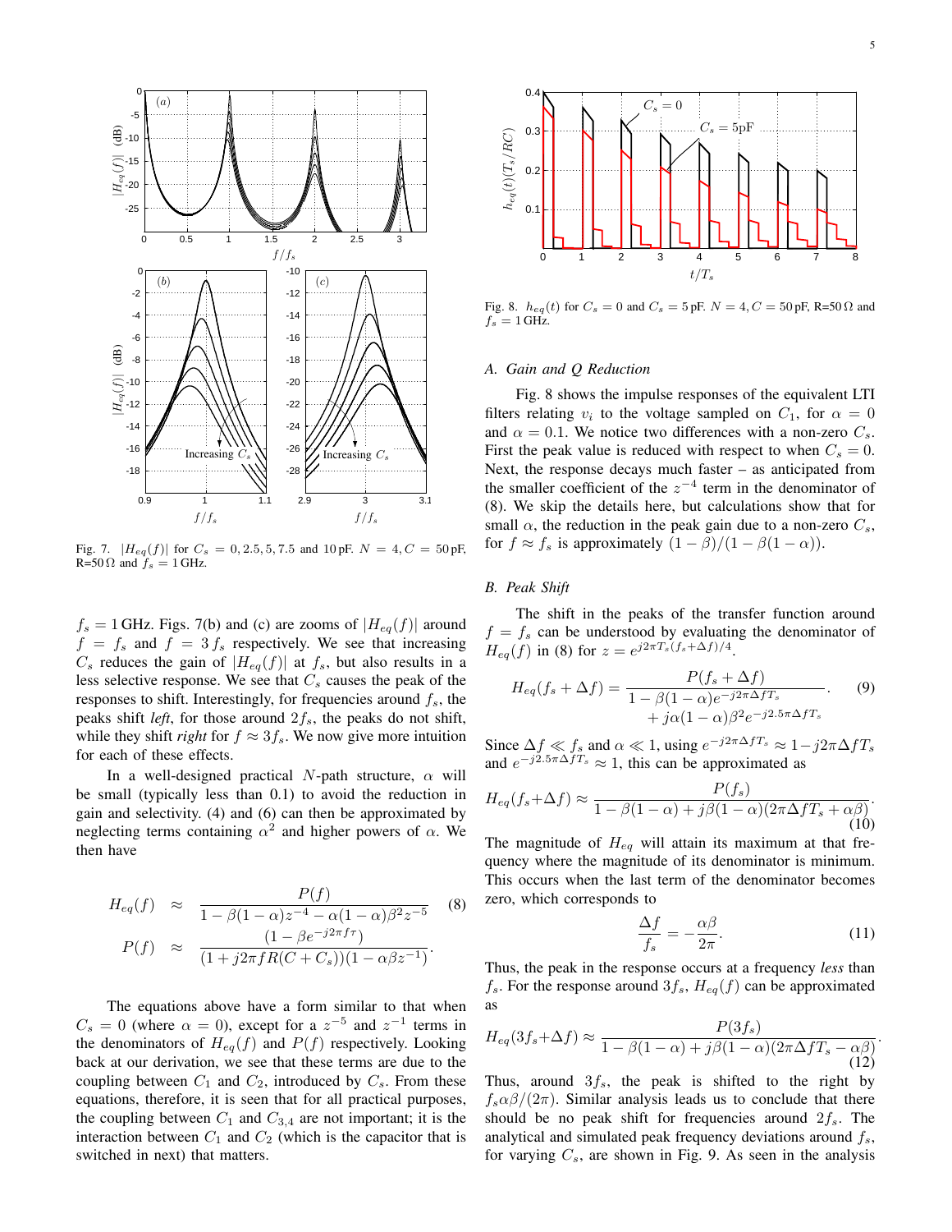Fig. 7. $|H_{eq}(f)|$ for $C_s = 0, 2.5, 5, 7.5$ and $10\,\text{pF}$. $N = 4, C = 50\,\text{pF}$, R=$50\,\Omega$ and $f_s = 1\,\text{GHz}$.

$f_s = 1\,\text{GHz}$. Figs. 7(b) and (c) are zooms of $|H_{eq}(f)|$ around $f = f_s$ and $f = 3\,f_s$ respectively. We see that increasing $C_s$ reduces the gain of $|H_{eq}(f)|$ at $f_s$, but also results in a less selective response. We see that $C_s$ causes the peak of the responses to shift. Interestingly, for frequencies around $f_s$, the peaks shift *left*, for those around $2f_s$, the peaks do not shift, while they shift *right* for $f \approx 3f_s$. We now give more intuition for each of these effects.

In a well-designed practical $N$-path structure, $\alpha$ will be small (typically less than 0.1) to avoid the reduction in gain and selectivity. (4) and (6) can then be approximated by neglecting terms containing $\alpha^2$ and higher powers of $\alpha$. We then have

$$
\begin{aligned}
H_{eq}(f) &\approx \frac{P(f)}{1-\beta(1-\alpha)z^{-4}-\alpha(1-\alpha)\beta^2 z^{-5}} \qquad (8)\\
P(f) &\approx \frac{(1-\beta e^{-j2\pi f\tau})}{(1+j2\pi f R(C+C_s))(1-\alpha\beta z^{-1})}.
\end{aligned}
$$

The equations above have a form similar to that when $C_s = 0$ (where $\alpha = 0$), except for a $z^{-5}$ and $z^{-1}$ terms in the denominators of $H_{eq}(f)$ and $P(f)$ respectively. Looking back at our derivation, we see that these terms are due to the coupling between $C_1$ and $C_2$, introduced by $C_s$. From these equations, therefore, it is seen that for all practical purposes, the coupling between $C_1$ and $C_{3,4}$ are not important; it is the interaction between $C_1$ and $C_2$ (which is the capacitor that is switched in next) that matters.

Fig. 8. $h_{eq}(t)$ for $C_s = 0$ and $C_s = 5\,\text{pF}$. $N = 4, C = 50\,\text{pF}$, R=$50\,\Omega$ and $f_s = 1\,\text{GHz}$.

### A. Gain and Q Reduction

Fig. 8 shows the impulse responses of the equivalent LTI filters relating $v_i$ to the voltage sampled on $C_1$, for $\alpha = 0$ and $\alpha = 0.1$. We notice two differences with a non-zero $C_s$. First the peak value is reduced with respect to when $C_s = 0$. Next, the response decays much faster – as anticipated from the smaller coefficient of the $z^{-4}$ term in the denominator of (8). We skip the details here, but calculations show that for small $\alpha$, the reduction in the peak gain due to a non-zero $C_s$, for $f \approx f_s$ is approximately $(1-\beta)/(1-\beta(1-\alpha))$.

### B. Peak Shift

The shift in the peaks of the transfer function around $f = f_s$ can be understood by evaluating the denominator of $H_{eq}(f)$ in (8) for $z = e^{j2\pi T_s(f_s+\Delta f)/4}$.

$$
H_{eq}(f_s+\Delta f) = \frac{P(f_s+\Delta f)}{\begin{array}{c}1-\beta(1-\alpha)e^{-j2\pi\Delta f T_s}\\ +j\alpha(1-\alpha)\beta^2 e^{-j2.5\pi\Delta f T_s}\end{array}}. \qquad (9)
$$

Since $\Delta f \ll f_s$ and $\alpha \ll 1$, using $e^{-j2\pi\Delta f T_s} \approx 1-j2\pi\Delta f T_s$ and $e^{-j2.5\pi\Delta f T_s} \approx 1$, this can be approximated as

$$
H_{eq}(f_s+\Delta f) \approx \frac{P(f_s)}{1-\beta(1-\alpha)+j\beta(1-\alpha)(2\pi\Delta f T_s+\alpha\beta)}. \qquad (10)
$$

The magnitude of $H_{eq}$ will attain its maximum at that frequency where the magnitude of its denominator is minimum. This occurs when the last term of the denominator becomes zero, which corresponds to

$$
\frac{\Delta f}{f_s} = -\frac{\alpha\beta}{2\pi}. \qquad (11)
$$

Thus, the peak in the response occurs at a frequency *less* than $f_s$. For the response around $3f_s$, $H_{eq}(f)$ can be approximated as

$$
H_{eq}(3f_s+\Delta f) \approx \frac{P(3f_s)}{1-\beta(1-\alpha)+j\beta(1-\alpha)(2\pi\Delta f T_s-\alpha\beta)}. \qquad (12)
$$

Thus, around $3f_s$, the peak is shifted to the right by $f_s\alpha\beta/(2\pi)$. Similar analysis leads us to conclude that there should be no peak shift for frequencies around $2f_s$. The analytical and simulated peak frequency deviations around $f_s$, for varying $C_s$, are shown in Fig. 9. As seen in the analysis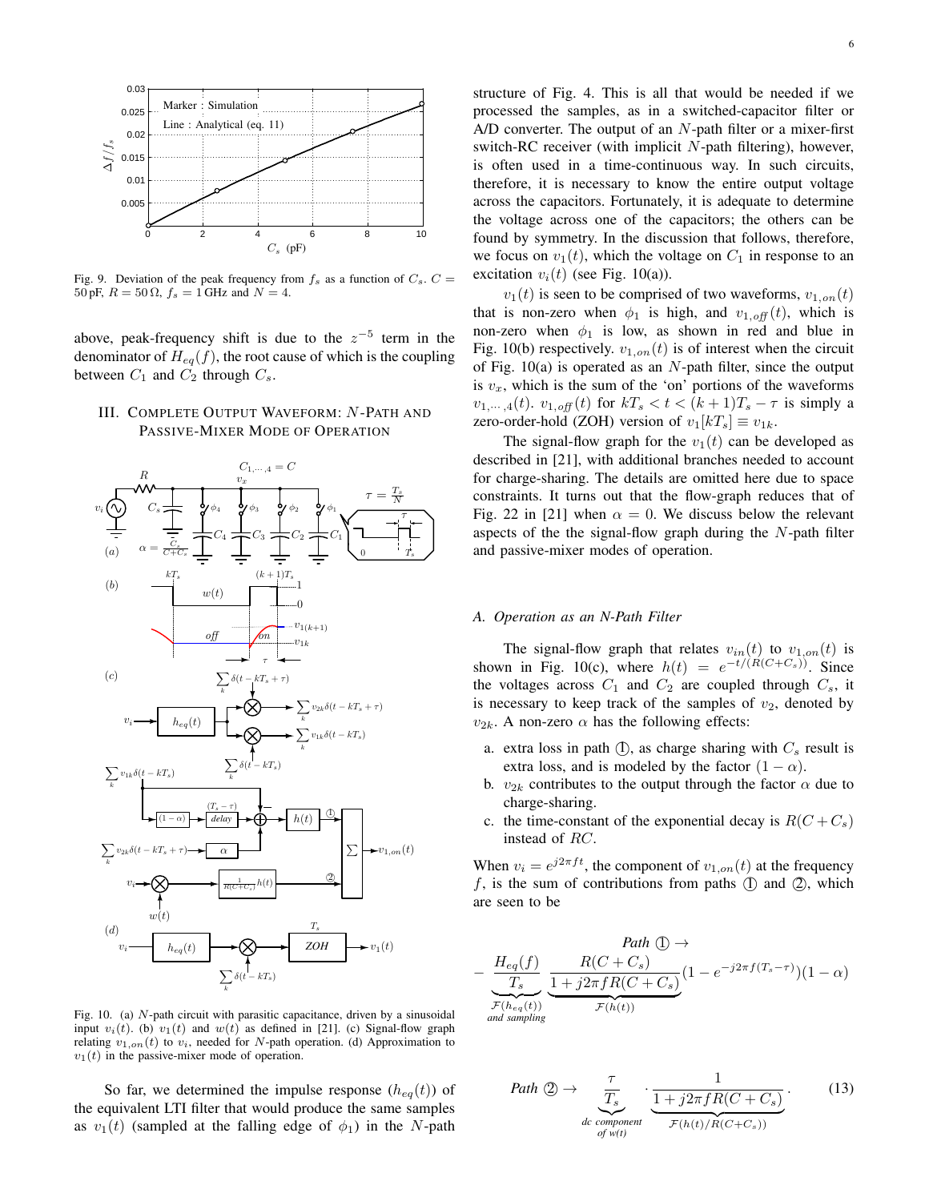Fig. 9. Deviation of the peak frequency from $f_s$ as a function of $C_s$. $C = 50\,\text{pF}$, $R = 50\,\Omega$, $f_s = 1\,\text{GHz}$ and $N = 4$.

above, peak-frequency shift is due to the $z^{-5}$ term in the denominator of $H_{eq}(f)$, the root cause of which is the coupling between $C_1$ and $C_2$ through $C_s$.

## III. Complete Output Waveform: $N$-Path and Passive-Mixer Mode of Operation

Fig. 10. (a) $N$-path circuit with parasitic capacitance, driven by a sinusoidal input $v_i(t)$. (b) $v_1(t)$ and $w(t)$ as defined in [21]. (c) Signal-flow graph relating $v_{1,on}(t)$ to $v_i$, needed for $N$-path operation. (d) Approximation to $v_1(t)$ in the passive-mixer mode of operation.

So far, we determined the impulse response ($h_{eq}(t)$) of the equivalent LTI filter that would produce the same samples as $v_1(t)$ (sampled at the falling edge of $\phi_1$) in the $N$-path structure of Fig. 4. This is all that would be needed if we processed the samples, as in a switched-capacitor filter or A/D converter. The output of an $N$-path filter or a mixer-first switch-RC receiver (with implicit $N$-path filtering), however, is often used in a time-continuous way. In such circuits, therefore, it is necessary to know the entire output voltage across the capacitors. Fortunately, it is adequate to determine the voltage across one of the capacitors; the others can be found by symmetry. In the discussion that follows, therefore, we focus on $v_1(t)$, which the voltage on $C_1$ in response to an excitation $v_i(t)$ (see Fig. 10(a)).

$v_1(t)$ is seen to be comprised of two waveforms, $v_{1,on}(t)$ that is non-zero when $\phi_1$ is high, and $v_{1,off}(t)$, which is non-zero when $\phi_1$ is low, as shown in red and blue in Fig. 10(b) respectively. $v_{1,on}(t)$ is of interest when the circuit of Fig. 10(a) is operated as an $N$-path filter, since the output is $v_x$, which is the sum of the 'on' portions of the waveforms $v_{1,\cdots,4}(t)$. $v_{1,off}(t)$ for $kT_s < t < (k+1)T_s - \tau$ is simply a zero-order-hold (ZOH) version of $v_1[kT_s] \equiv v_{1k}$.

The signal-flow graph for the $v_1(t)$ can be developed as described in [21], with additional branches needed to account for charge-sharing. The details are omitted here due to space constraints. It turns out that the flow-graph reduces that of Fig. 22 in [21] when $\alpha = 0$. We discuss below the relevant aspects of the the signal-flow graph during the $N$-path filter and passive-mixer modes of operation.

### A. Operation as an N-Path Filter

The signal-flow graph that relates $v_{in}(t)$ to $v_{1,on}(t)$ is shown in Fig. 10(c), where $h(t) = e^{-t/(R(C+C_s))}$. Since the voltages across $C_1$ and $C_2$ are coupled through $C_s$, it is necessary to keep track of the samples of $v_2$, denoted by $v_{2k}$. A non-zero $\alpha$ has the following effects:

a. extra loss in path ①, as charge sharing with $C_s$ result is extra loss, and is modeled by the factor $(1 - \alpha)$.
b. $v_{2k}$ contributes to the output through the factor $\alpha$ due to charge-sharing.
c. the time-constant of the exponential decay is $R(C + C_s)$ instead of $RC$.

When $v_i = e^{j2\pi ft}$, the component of $v_{1,on}(t)$ at the frequency $f$, is the sum of contributions from paths ① and ②, which are seen to be

$$
\textit{Path ①} \rightarrow \; -\underbrace{\frac{H_{eq}(f)}{T_s}}_{\substack{\mathcal{F}(h_{eq}(t))\\ \textit{and sampling}}} \underbrace{\frac{R(C+C_s)}{1+j2\pi fR(C+C_s)}}_{\mathcal{F}(h(t))}(1-e^{-j2\pi f(T_s-\tau)})(1-\alpha)
$$

$$
\textit{Path ②} \rightarrow \; \underbrace{\frac{\tau}{T_s}}_{\substack{\textit{dc component}\\ \textit{of } w(t)}} \cdot \underbrace{\frac{1}{1+j2\pi fR(C+C_s)}}_{\mathcal{F}(h(t)/R(C+C_s))}. \tag{13}
$$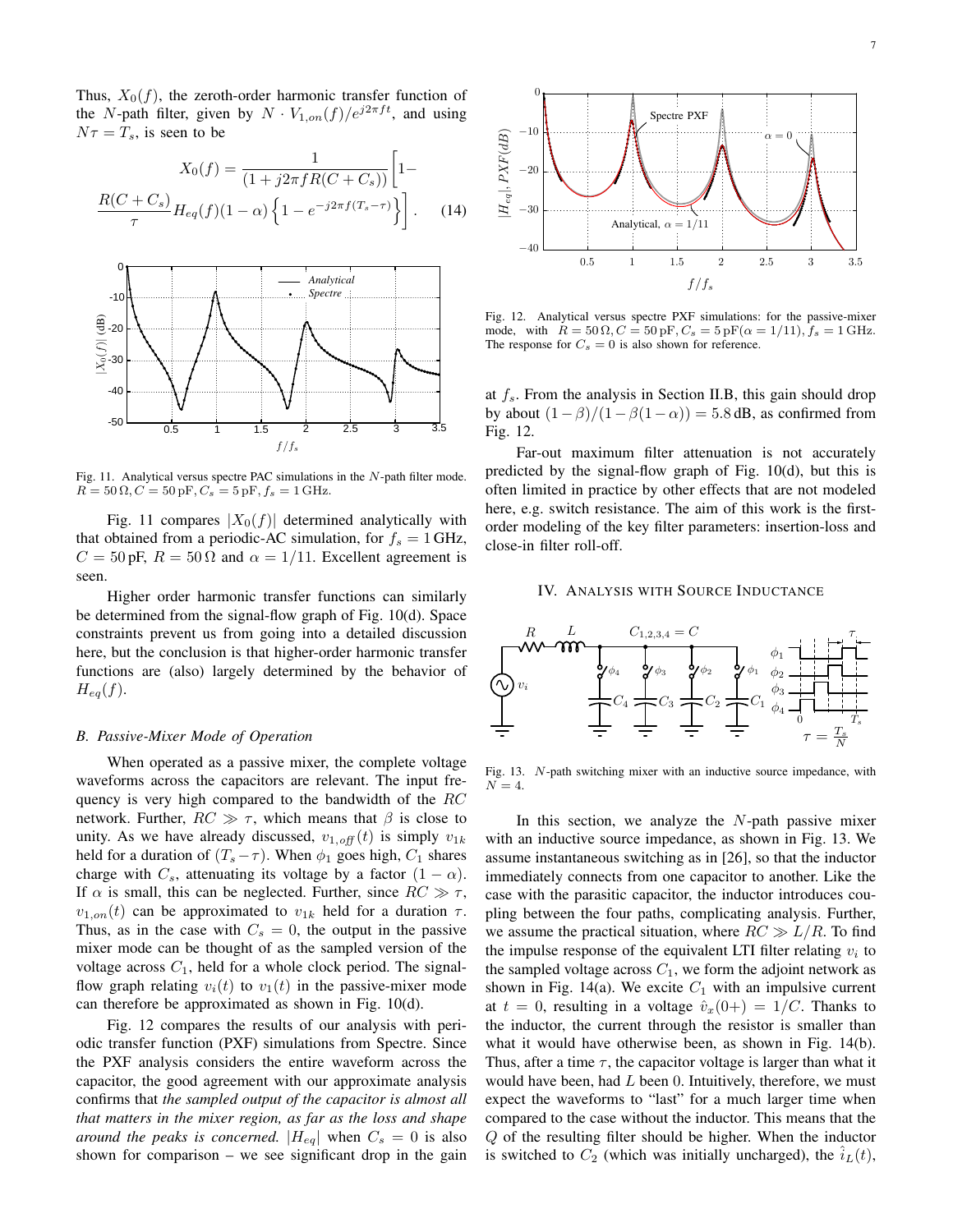Thus, $X_0(f)$, the zeroth-order harmonic transfer function of the $N$-path filter, given by $N \cdot V_{1,on}(f)/e^{j2\pi ft}$, and using $N\tau = T_s$, is seen to be

$$X_0(f) = \frac{1}{(1 + j2\pi fR(C + C_s))}\Bigg[1 - \frac{R(C + C_s)}{\tau} H_{eq}(f)(1 - \alpha)\left\{1 - e^{-j2\pi f(T_s - \tau)}\right\}\Bigg]. \quad (14)$$

Fig. 11. Analytical versus spectre PAC simulations in the $N$-path filter mode. $R = 50\,\Omega, C = 50\,\text{pF}, C_s = 5\,\text{pF}, f_s = 1\,\text{GHz}$.

Fig. 11 compares $|X_0(f)|$ determined analytically with that obtained from a periodic-AC simulation, for $f_s = 1\,\text{GHz}$, $C = 50\,\text{pF}$, $R = 50\,\Omega$ and $\alpha = 1/11$. Excellent agreement is seen.

Higher order harmonic transfer functions can similarly be determined from the signal-flow graph of Fig. 10(d). Space constraints prevent us from going into a detailed discussion here, but the conclusion is that higher-order harmonic transfer functions are (also) largely determined by the behavior of $H_{eq}(f)$.

### B. Passive-Mixer Mode of Operation

When operated as a passive mixer, the complete voltage waveforms across the capacitors are relevant. The input frequency is very high compared to the bandwidth of the $RC$ network. Further, $RC \gg \tau$, which means that $\beta$ is close to unity. As we have already discussed, $v_{1,off}(t)$ is simply $v_{1k}$ held for a duration of $(T_s - \tau)$. When $\phi_1$ goes high, $C_1$ shares charge with $C_s$, attenuating its voltage by a factor $(1 - \alpha)$. If $\alpha$ is small, this can be neglected. Further, since $RC \gg \tau$, $v_{1,on}(t)$ can be approximated to $v_{1k}$ held for a duration $\tau$. Thus, as in the case with $C_s = 0$, the output in the passive mixer mode can be thought of as the sampled version of the voltage across $C_1$, held for a whole clock period. The signal-flow graph relating $v_i(t)$ to $v_1(t)$ in the passive-mixer mode can therefore be approximated as shown in Fig. 10(d).

Fig. 12 compares the results of our analysis with periodic transfer function (PXF) simulations from Spectre. Since the PXF analysis considers the entire waveform across the capacitor, the good agreement with our approximate analysis confirms that *the sampled output of the capacitor is almost all that matters in the mixer region, as far as the loss and shape around the peaks is concerned.* $|H_{eq}|$ when $C_s = 0$ is also shown for comparison – we see significant drop in the gain at $f_s$. From the analysis in Section II.B, this gain should drop by about $(1-\beta)/(1-\beta(1-\alpha)) = 5.8\,\text{dB}$, as confirmed from Fig. 12.

Fig. 12. Analytical versus spectre PXF simulations: for the passive-mixer mode, with $R = 50\,\Omega, C = 50\,\text{pF}, C_s = 5\,\text{pF}(\alpha = 1/11), f_s = 1\,\text{GHz}$. The response for $C_s = 0$ is also shown for reference.

Far-out maximum filter attenuation is not accurately predicted by the signal-flow graph of Fig. 10(d), but this is often limited in practice by other effects that are not modeled here, e.g. switch resistance. The aim of this work is the first-order modeling of the key filter parameters: insertion-loss and close-in filter roll-off.

## IV. Analysis with Source Inductance

Fig. 13. $N$-path switching mixer with an inductive source impedance, with $N = 4$.

In this section, we analyze the $N$-path passive mixer with an inductive source impedance, as shown in Fig. 13. We assume instantaneous switching as in [26], so that the inductor immediately connects from one capacitor to another. Like the case with the parasitic capacitor, the inductor introduces coupling between the four paths, complicating analysis. Further, we assume the practical situation, where $RC \gg L/R$. To find the impulse response of the equivalent LTI filter relating $v_i$ to the sampled voltage across $C_1$, we form the adjoint network as shown in Fig. 14(a). We excite $C_1$ with an impulsive current at $t = 0$, resulting in a voltage $\hat{v}_x(0+) = 1/C$. Thanks to the inductor, the current through the resistor is smaller than what it would have otherwise been, as shown in Fig. 14(b). Thus, after a time $\tau$, the capacitor voltage is larger than what it would have been, had $L$ been 0. Intuitively, therefore, we must expect the waveforms to "last" for a much larger time when compared to the case without the inductor. This means that the $Q$ of the resulting filter should be higher. When the inductor is switched to $C_2$ (which was initially uncharged), the $\hat{i}_L(t)$,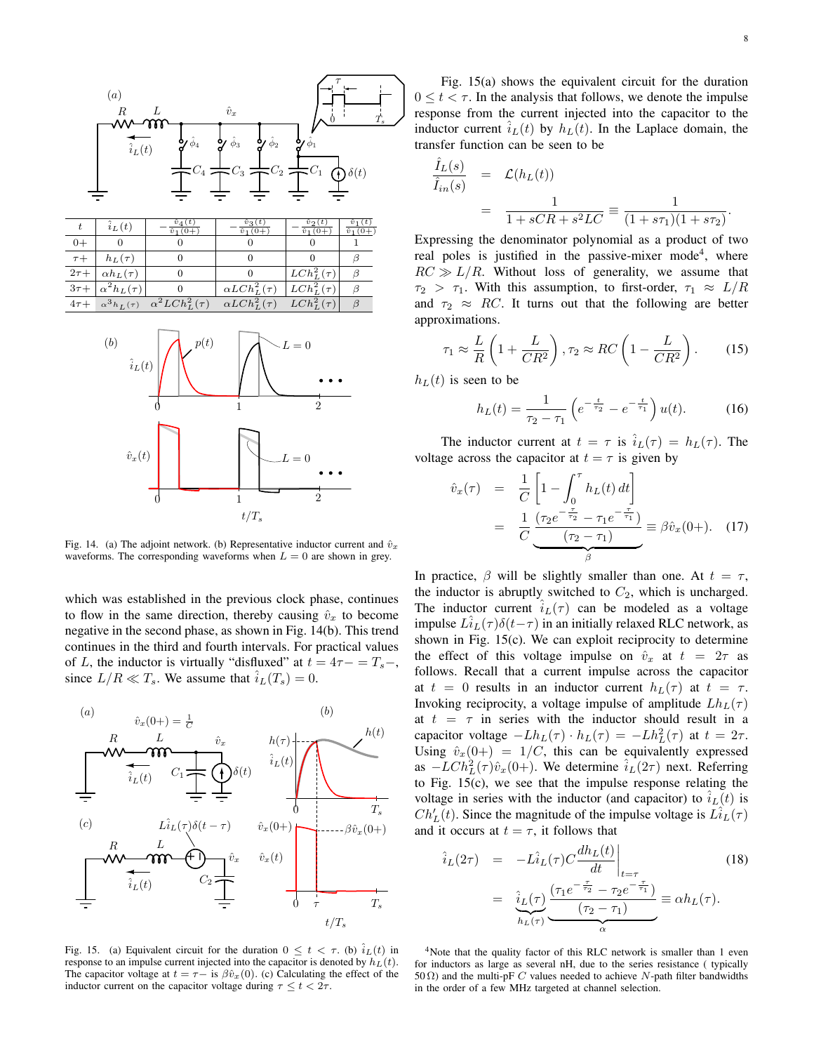| $t$ | $\hat{i}_L(t)$ | $-\frac{\hat{v}_4(t)}{\hat{v}_1(0+)}$ | $-\frac{\hat{v}_3(t)}{\hat{v}_1(0+)}$ | $-\frac{\hat{v}_2(t)}{\hat{v}_1(0+)}$ | $\frac{\hat{v}_1(t)}{\hat{v}_1(0+)}$ |
|---|---|---|---|---|---|
| $0+$ | 0 | 0 | 0 | 0 | 1 |
| $\tau+$ | $h_L(\tau)$ | 0 | 0 | 0 | $\beta$ |
| $2\tau+$ | $\alpha h_L(\tau)$ | 0 | 0 | $LCh_L^2(\tau)$ | $\beta$ |
| $3\tau+$ | $\alpha^2 h_L(\tau)$ | 0 | $\alpha LCh_L^2(\tau)$ | $LCh_L^2(\tau)$ | $\beta$ |
| $4\tau+$ | $\alpha^3 h_L(\tau)$ | $\alpha^2 LCh_L^2(\tau)$ | $\alpha LCh_L^2(\tau)$ | $LCh_L^2(\tau)$ | $\beta$ |

Fig. 14. (a) The adjoint network. (b) Representative inductor current and $\hat{v}_x$ waveforms. The corresponding waveforms when $L = 0$ are shown in grey.

which was established in the previous clock phase, continues to flow in the same direction, thereby causing $\hat{v}_x$ to become negative in the second phase, as shown in Fig. 14(b). This trend continues in the third and fourth intervals. For practical values of $L$, the inductor is virtually "disfluxed" at $t = 4\tau- = T_s-$, since $L/R \ll T_s$. We assume that $\hat{i}_L(T_s) = 0$.

Fig. 15. (a) Equivalent circuit for the duration $0 \le t < \tau$. (b) $\hat{i}_L(t)$ in response to an impulse current injected into the capacitor is denoted by $h_L(t)$. The capacitor voltage at $t = \tau-$ is $\beta\hat{v}_x(0)$. (c) Calculating the effect of the inductor current on the capacitor voltage during $\tau \le t < 2\tau$.

Fig. 15(a) shows the equivalent circuit for the duration $0 \le t < \tau$. In the analysis that follows, we denote the impulse response from the current injected into the capacitor to the inductor current $\hat{i}_L(t)$ by $h_L(t)$. In the Laplace domain, the transfer function can be seen to be

$$\begin{aligned}\frac{\hat{I}_L(s)}{\hat{I}_{in}(s)} &= \mathcal{L}(h_L(t)) \\ &= \frac{1}{1 + sCR + s^2LC} \equiv \frac{1}{(1+s\tau_1)(1+s\tau_2)}.\end{aligned}$$

Expressing the denominator polynomial as a product of two real poles is justified in the passive-mixer mode[4], where $RC \gg L/R$. Without loss of generality, we assume that $\tau_2 > \tau_1$. With this assumption, to first-order, $\tau_1 \approx L/R$ and $\tau_2 \approx RC$. It turns out that the following are better approximations.

$$\tau_1 \approx \frac{L}{R}\left(1 + \frac{L}{CR^2}\right), \tau_2 \approx RC\left(1 - \frac{L}{CR^2}\right). \tag{15}$$

$h_L(t)$ is seen to be

$$h_L(t) = \frac{1}{\tau_2 - \tau_1}\left(e^{-\frac{t}{\tau_2}} - e^{-\frac{t}{\tau_1}}\right)u(t). \tag{16}$$

The inductor current at $t = \tau$ is $\hat{i}_L(\tau) = h_L(\tau)$. The voltage across the capacitor at $t = \tau$ is given by

$$\begin{aligned}\hat{v}_x(\tau) &= \frac{1}{C}\left[1 - \int_0^{\tau} h_L(t)\,dt\right] \\ &= \frac{1}{C}\underbrace{\frac{(\tau_2 e^{-\frac{\tau}{\tau_2}} - \tau_1 e^{-\frac{\tau}{\tau_1}})}{(\tau_2 - \tau_1)}}_{\beta} \equiv \beta\hat{v}_x(0+). \end{aligned} \tag{17}$$

In practice, $\beta$ will be slightly smaller than one. At $t = \tau$, the inductor is abruptly switched to $C_2$, which is uncharged. The inductor current $\hat{i}_L(\tau)$ can be modeled as a voltage impulse $L\hat{i}_L(\tau)\delta(t-\tau)$ in an initially relaxed RLC network, as shown in Fig. 15(c). We can exploit reciprocity to determine the effect of this voltage impulse on $\hat{v}_x$ at $t = 2\tau$ as follows. Recall that a current impulse across the capacitor at $t = 0$ results in an inductor current $h_L(\tau)$ at $t = \tau$. Invoking reciprocity, a voltage impulse of amplitude $Lh_L(\tau)$ at $t = \tau$ in series with the inductor should result in a capacitor voltage $-Lh_L(\tau) \cdot h_L(\tau) = -Lh_L^2(\tau)$ at $t = 2\tau$. Using $\hat{v}_x(0+) = 1/C$, this can be equivalently expressed as $-LCh_L^2(\tau)\hat{v}_x(0+)$. We determine $\hat{i}_L(2\tau)$ next. Referring to Fig. 15(c), we see that the impulse response relating the voltage in series with the inductor (and capacitor) to $\hat{i}_L(t)$ is $Ch_L'(t)$. Since the magnitude of the impulse voltage is $L\hat{i}_L(\tau)$ and it occurs at $t = \tau$, it follows that

$$\begin{aligned}\hat{i}_L(2\tau) &= -L\hat{i}_L(\tau)C\frac{dh_L(t)}{dt}\bigg|_{t=\tau} \\ &= \underbrace{\hat{i}_L(\tau)}_{h_L(\tau)}\underbrace{\frac{(\tau_1 e^{-\frac{\tau}{\tau_2}} - \tau_2 e^{-\frac{\tau}{\tau_1}})}{(\tau_2 - \tau_1)}}_{\alpha} \equiv \alpha h_L(\tau).\end{aligned} \tag{18}$$

[4] Note that the quality factor of this RLC network is smaller than 1 even for inductors as large as several nH, due to the series resistance ( typically $50\,\Omega$) and the multi-pF $C$ values needed to achieve $N$-path filter bandwidths in the order of a few MHz targeted at channel selection.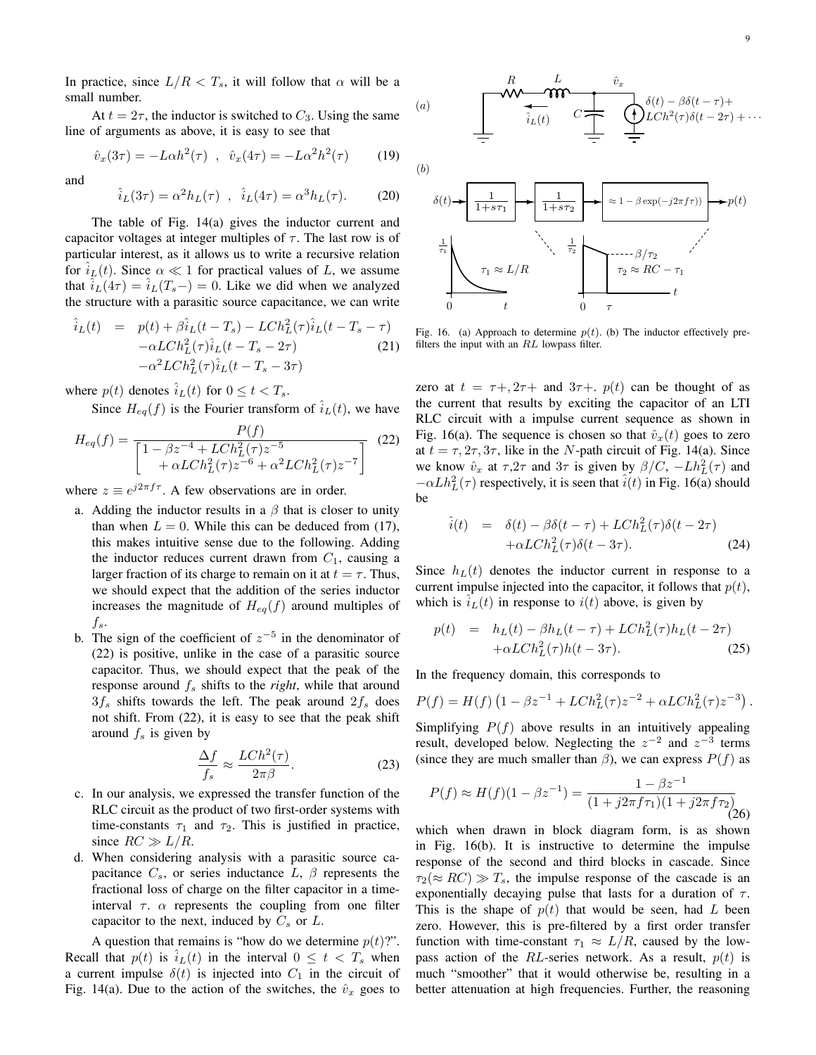In practice, since $L/R < T_s$, it will follow that $\alpha$ will be a small number.

At $t = 2\tau$, the inductor is switched to $C_3$. Using the same line of arguments as above, it is easy to see that

$$\hat{v}_x(3\tau) = -L\alpha h^2(\tau) \quad , \quad \hat{v}_x(4\tau) = -L\alpha^2 h^2(\tau) \tag{19}$$

and

$$\hat{i}_L(3\tau) = \alpha^2 h_L(\tau) \quad , \quad \hat{i}_L(4\tau) = \alpha^3 h_L(\tau). \tag{20}$$

The table of Fig. 14(a) gives the inductor current and capacitor voltages at integer multiples of $\tau$. The last row is of particular interest, as it allows us to write a recursive relation for $\hat{i}_L(t)$. Since $\alpha \ll 1$ for practical values of $L$, we assume that $\hat{i}_L(4\tau) = \hat{i}_L(T_s-) = 0$. Like we did when we analyzed the structure with a parasitic source capacitance, we can write

$$\begin{aligned}\hat{i}_L(t) &= p(t) + \beta\hat{i}_L(t - T_s) - LCh_L^2(\tau)\hat{i}_L(t - T_s - \tau) \\ &\quad -\alpha LCh_L^2(\tau)\hat{i}_L(t - T_s - 2\tau) \\ &\quad -\alpha^2 LCh_L^2(\tau)\hat{i}_L(t - T_s - 3\tau)\end{aligned} \tag{21}$$

where $p(t)$ denotes $\hat{i}_L(t)$ for $0 \leq t < T_s$.

Since $H_{eq}(f)$ is the Fourier transform of $\hat{i}_L(t)$, we have

$$H_{eq}(f) = \frac{P(f)}{\left[\begin{array}{l}1 - \beta z^{-4} + LCh_L^2(\tau)z^{-5} \\ \quad + \alpha LCh_L^2(\tau)z^{-6} + \alpha^2 LCh_L^2(\tau)z^{-7}\end{array}\right]} \tag{22}$$

where $z \equiv e^{j2\pi f\tau}$. A few observations are in order.

a. Adding the inductor results in a $\beta$ that is closer to unity than when $L = 0$. While this can be deduced from (17), this makes intuitive sense due to the following. Adding the inductor reduces current drawn from $C_1$, causing a larger fraction of its charge to remain on it at $t = \tau$. Thus, we should expect that the addition of the series inductor increases the magnitude of $H_{eq}(f)$ around multiples of $f_s$.

b. The sign of the coefficient of $z^{-5}$ in the denominator of (22) is positive, unlike in the case of a parasitic source capacitor. Thus, we should expect that the peak of the response around $f_s$ shifts to the *right*, while that around $3f_s$ shifts towards the left. The peak around $2f_s$ does not shift. From (22), it is easy to see that the peak shift around $f_s$ is given by

$$\frac{\Delta f}{f_s} \approx \frac{LCh^2(\tau)}{2\pi\beta}. \tag{23}$$

c. In our analysis, we expressed the transfer function of the RLC circuit as the product of two first-order systems with time-constants $\tau_1$ and $\tau_2$. This is justified in practice, since $RC \gg L/R$.

d. When considering analysis with a parasitic source capacitance $C_s$, or series inductance $L$, $\beta$ represents the fractional loss of charge on the filter capacitor in a time-interval $\tau$. $\alpha$ represents the coupling from one filter capacitor to the next, induced by $C_s$ or $L$.

A question that remains is "how do we determine $p(t)$?". Recall that $p(t)$ is $\hat{i}_L(t)$ in the interval $0 \leq t < T_s$ when a current impulse $\delta(t)$ is injected into $C_1$ in the circuit of Fig. 14(a). Due to the action of the switches, the $\hat{v}_x$ goes to zero at $t = \tau+, 2\tau+$ and $3\tau+$. $p(t)$ can be thought of as the current that results by exciting the capacitor of an LTI RLC circuit with a impulse current sequence as shown in Fig. 16(a). The sequence is chosen so that $\hat{v}_x(t)$ goes to zero at $t = \tau, 2\tau, 3\tau$, like in the $N$-path circuit of Fig. 14(a). Since we know $\hat{v}_x$ at $\tau$,$2\tau$ and $3\tau$ is given by $\beta/C$, $-Lh_L^2(\tau)$ and $-\alpha Lh_L^2(\tau)$ respectively, it is seen that $\hat{i}(t)$ in Fig. 16(a) should be

Fig. 16. (a) Approach to determine $p(t)$. (b) The inductor effectively pre-filters the input with an $RL$ lowpass filter.

$$\begin{aligned}\hat{i}(t) &= \delta(t) - \beta\delta(t - \tau) + LCh_L^2(\tau)\delta(t - 2\tau) \\ &\quad +\alpha LCh_L^2(\tau)\delta(t - 3\tau).\end{aligned} \tag{24}$$

Since $h_L(t)$ denotes the inductor current in response to a current impulse injected into the capacitor, it follows that $p(t)$, which is $\hat{i}_L(t)$ in response to $i(t)$ above, is given by

$$\begin{aligned}p(t) &= h_L(t) - \beta h_L(t - \tau) + LCh_L^2(\tau)h_L(t - 2\tau) \\ &\quad +\alpha LCh_L^2(\tau)h(t - 3\tau).\end{aligned} \tag{25}$$

In the frequency domain, this corresponds to

$$P(f) = H(f)\left(1 - \beta z^{-1} + LCh_L^2(\tau)z^{-2} + \alpha LCh_L^2(\tau)z^{-3}\right).$$

Simplifying $P(f)$ above results in an intuitively appealing result, developed below. Neglecting the $z^{-2}$ and $z^{-3}$ terms (since they are much smaller than $\beta$), we can express $P(f)$ as

$$P(f) \approx H(f)(1 - \beta z^{-1}) = \frac{1 - \beta z^{-1}}{(1 + j2\pi f\tau_1)(1 + j2\pi f\tau_2)} \tag{26}$$

which when drawn in block diagram form, is as shown in Fig. 16(b). It is instructive to determine the impulse response of the second and third blocks in cascade. Since $\tau_2(\approx RC) \gg T_s$, the impulse response of the cascade is an exponentially decaying pulse that lasts for a duration of $\tau$. This is the shape of $p(t)$ that would be seen, had $L$ been zero. However, this is pre-filtered by a first order transfer function with time-constant $\tau_1 \approx L/R$, caused by the low-pass action of the $RL$-series network. As a result, $p(t)$ is much "smoother" that it would otherwise be, resulting in a better attenuation at high frequencies. Further, the reasoning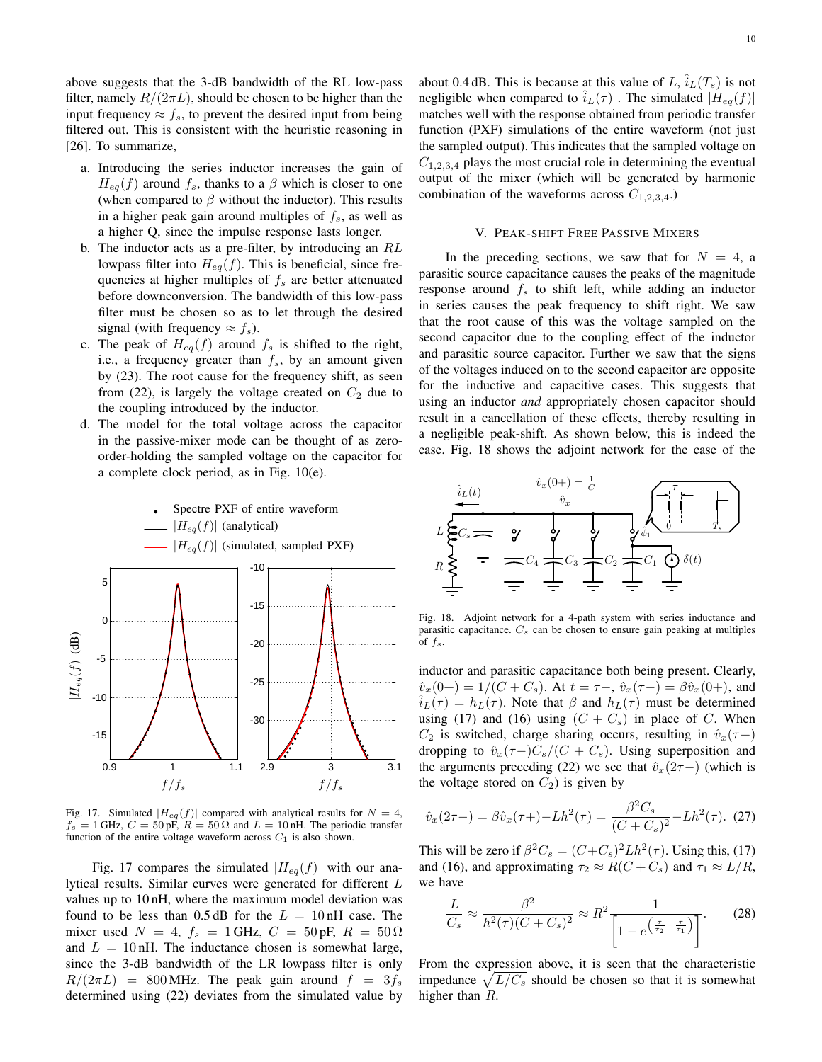above suggests that the 3-dB bandwidth of the RL low-pass filter, namely $R/(2\pi L)$, should be chosen to be higher than the input frequency $\approx f_s$, to prevent the desired input from being filtered out. This is consistent with the heuristic reasoning in [26]. To summarize,

a. Introducing the series inductor increases the gain of $H_{eq}(f)$ around $f_s$, thanks to a $\beta$ which is closer to one (when compared to $\beta$ without the inductor). This results in a higher peak gain around multiples of $f_s$, as well as a higher Q, since the impulse response lasts longer.
b. The inductor acts as a pre-filter, by introducing an $RL$ lowpass filter into $H_{eq}(f)$. This is beneficial, since frequencies at higher multiples of $f_s$ are better attenuated before downconversion. The bandwidth of this low-pass filter must be chosen so as to let through the desired signal (with frequency $\approx f_s$).
c. The peak of $H_{eq}(f)$ around $f_s$ is shifted to the right, i.e., a frequency greater than $f_s$, by an amount given by (23). The root cause for the frequency shift, as seen from (22), is largely the voltage created on $C_2$ due to the coupling introduced by the inductor.
d. The model for the total voltage across the capacitor in the passive-mixer mode can be thought of as zero-order-holding the sampled voltage on the capacitor for a complete clock period, as in Fig. 10(e).

Fig. 17. Simulated $|H_{eq}(f)|$ compared with analytical results for $N = 4$, $f_s = 1\,\text{GHz}$, $C = 50\,\text{pF}$, $R = 50\,\Omega$ and $L = 10\,\text{nH}$. The periodic transfer function of the entire voltage waveform across $C_1$ is also shown.

Fig. 17 compares the simulated $|H_{eq}(f)|$ with our analytical results. Similar curves were generated for different $L$ values up to 10 nH, where the maximum model deviation was found to be less than 0.5 dB for the $L = 10\,\text{nH}$ case. The mixer used $N = 4$, $f_s = 1\,\text{GHz}$, $C = 50\,\text{pF}$, $R = 50\,\Omega$ and $L = 10\,\text{nH}$. The inductance chosen is somewhat large, since the 3-dB bandwidth of the LR lowpass filter is only $R/(2\pi L) = 800\,\text{MHz}$. The peak gain around $f = 3f_s$ determined using (22) deviates from the simulated value by about 0.4 dB. This is because at this value of $L$, $\hat{i}_L(T_s)$ is not negligible when compared to $\hat{i}_L(\tau)$ . The simulated $|H_{eq}(f)|$ matches well with the response obtained from periodic transfer function (PXF) simulations of the entire waveform (not just the sampled output). This indicates that the sampled voltage on $C_{1,2,3,4}$ plays the most crucial role in determining the eventual output of the mixer (which will be generated by harmonic combination of the waveforms across $C_{1,2,3,4}$.)

## V. Peak-shift Free Passive Mixers

In the preceding sections, we saw that for $N = 4$, a parasitic source capacitance causes the peaks of the magnitude response around $f_s$ to shift left, while adding an inductor in series causes the peak frequency to shift right. We saw that the root cause of this was the voltage sampled on the second capacitor due to the coupling effect of the inductor and parasitic source capacitor. Further we saw that the signs of the voltages induced on to the second capacitor are opposite for the inductive and capacitive cases. This suggests that using an inductor *and* appropriately chosen capacitor should result in a cancellation of these effects, thereby resulting in a negligible peak-shift. As shown below, this is indeed the case. Fig. 18 shows the adjoint network for the case of the inductor and parasitic capacitance both being present. Clearly, $\hat{v}_x(0+) = 1/(C + C_s)$. At $t = \tau-$, $\hat{v}_x(\tau-) = \beta \hat{v}_x(0+)$, and $\hat{i}_L(\tau) = h_L(\tau)$. Note that $\beta$ and $h_L(\tau)$ must be determined using (17) and (16) using $(C + C_s)$ in place of $C$. When $C_2$ is switched, charge sharing occurs, resulting in $\hat{v}_x(\tau+)$ dropping to $\hat{v}_x(\tau-)C_s/(C + C_s)$. Using superposition and the arguments preceding (22) we see that $\hat{v}_x(2\tau-)$ (which is the voltage stored on $C_2$) is given by

Fig. 18. Adjoint network for a 4-path system with series inductance and parasitic capacitance. $C_s$ can be chosen to ensure gain peaking at multiples of $f_s$.

$$\hat{v}_x(2\tau-) = \beta \hat{v}_x(\tau+) - Lh^2(\tau) = \frac{\beta^2 C_s}{(C + C_s)^2} - Lh^2(\tau). \quad (27)$$

This will be zero if $\beta^2 C_s = (C+C_s)^2 L h^2(\tau)$. Using this, (17) and (16), and approximating $\tau_2 \approx R(C+C_s)$ and $\tau_1 \approx L/R$, we have

$$\frac{L}{C_s} \approx \frac{\beta^2}{h^2(\tau)(C + C_s)^2} \approx R^2 \frac{1}{\left[1 - e^{\left(\frac{\tau}{\tau_2} - \frac{\tau}{\tau_1}\right)}\right]}. \quad (28)$$

From the expression above, it is seen that the characteristic impedance $\sqrt{L/C_s}$ should be chosen so that it is somewhat higher than $R$.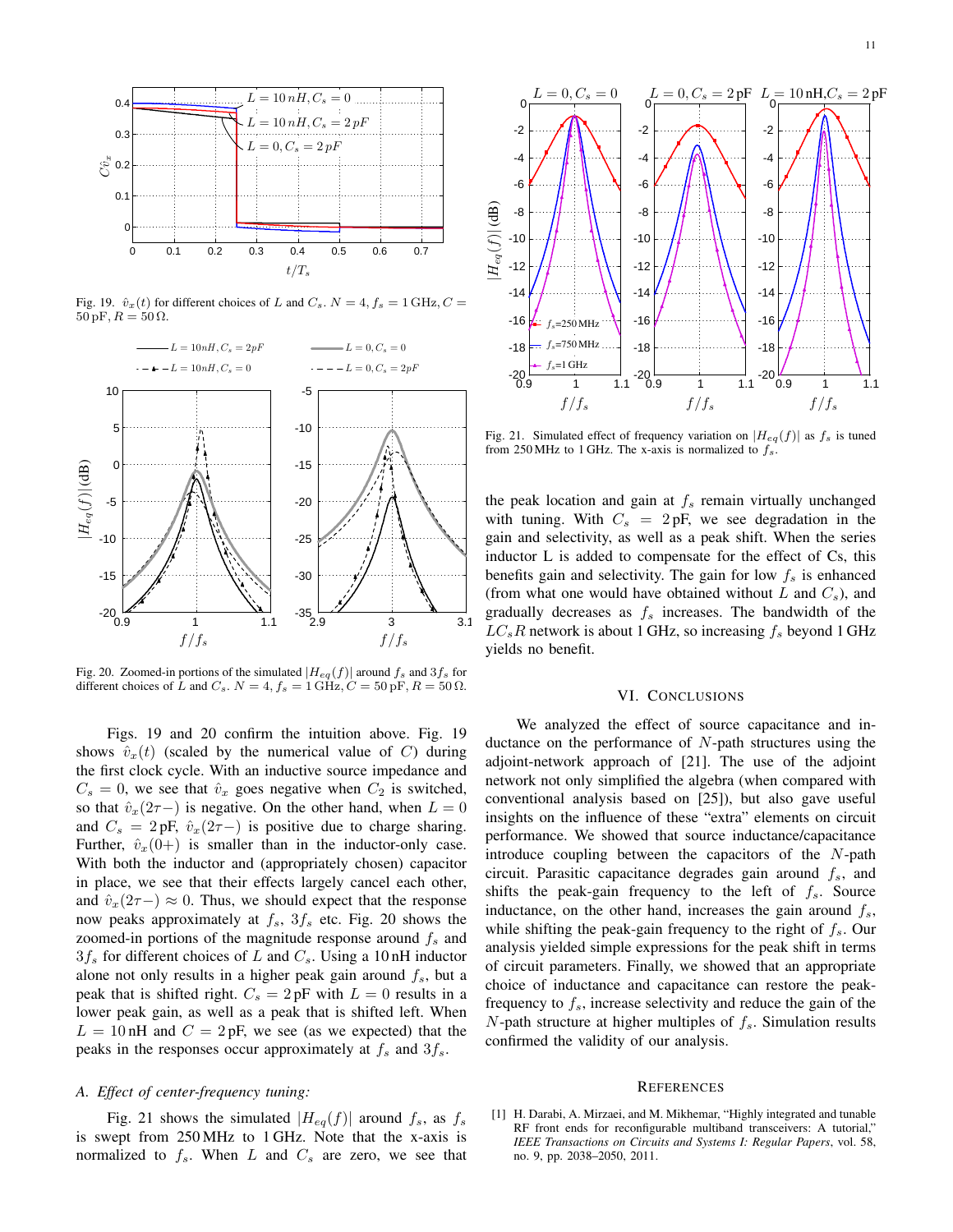Fig. 19. $\hat{v}_x(t)$ for different choices of $L$ and $C_s$. $N = 4$, $f_s = 1$ GHz, $C = 50$ pF, $R = 50\,\Omega$.

Fig. 20. Zoomed-in portions of the simulated $|H_{eq}(f)|$ around $f_s$ and $3f_s$ for different choices of $L$ and $C_s$. $N = 4$, $f_s = 1$ GHz, $C = 50$ pF, $R = 50\,\Omega$.

Figs. 19 and 20 confirm the intuition above. Fig. 19 shows $\hat{v}_x(t)$ (scaled by the numerical value of $C$) during the first clock cycle. With an inductive source impedance and $C_s = 0$, we see that $\hat{v}_x$ goes negative when $C_2$ is switched, so that $\hat{v}_x(2\tau-)$ is negative. On the other hand, when $L = 0$ and $C_s = 2$ pF, $\hat{v}_x(2\tau-)$ is positive due to charge sharing. Further, $\hat{v}_x(0+)$ is smaller than in the inductor-only case. With both the inductor and (appropriately chosen) capacitor in place, we see that their effects largely cancel each other, and $\hat{v}_x(2\tau-) \approx 0$. Thus, we should expect that the response now peaks approximately at $f_s$, $3f_s$ etc. Fig. 20 shows the zoomed-in portions of the magnitude response around $f_s$ and $3f_s$ for different choices of $L$ and $C_s$. Using a 10 nH inductor alone not only results in a higher peak gain around $f_s$, but a peak that is shifted right. $C_s = 2$ pF with $L = 0$ results in a lower peak gain, as well as a peak that is shifted left. When $L = 10$ nH and $C = 2$ pF, we see (as we expected) that the peaks in the responses occur approximately at $f_s$ and $3f_s$.

### A. Effect of center-frequency tuning:

Fig. 21 shows the simulated $|H_{eq}(f)|$ around $f_s$, as $f_s$ is swept from 250 MHz to 1 GHz. Note that the x-axis is normalized to $f_s$. When $L$ and $C_s$ are zero, we see that the peak location and gain at $f_s$ remain virtually unchanged with tuning. With $C_s = 2$ pF, we see degradation in the gain and selectivity, as well as a peak shift. When the series inductor L is added to compensate for the effect of Cs, this benefits gain and selectivity. The gain for low $f_s$ is enhanced (from what one would have obtained without $L$ and $C_s$), and gradually decreases as $f_s$ increases. The bandwidth of the $LC_sR$ network is about 1 GHz, so increasing $f_s$ beyond 1 GHz yields no benefit.

Fig. 21. Simulated effect of frequency variation on $|H_{eq}(f)|$ as $f_s$ is tuned from 250 MHz to 1 GHz. The x-axis is normalized to $f_s$.

## VI. Conclusions

We analyzed the effect of source capacitance and inductance on the performance of $N$-path structures using the adjoint-network approach of [21]. The use of the adjoint network not only simplified the algebra (when compared with conventional analysis based on [25]), but also gave useful insights on the influence of these "extra" elements on circuit performance. We showed that source inductance/capacitance introduce coupling between the capacitors of the $N$-path circuit. Parasitic capacitance degrades gain around $f_s$, and shifts the peak-gain frequency to the left of $f_s$. Source inductance, on the other hand, increases the gain around $f_s$, while shifting the peak-gain frequency to the right of $f_s$. Our analysis yielded simple expressions for the peak shift in terms of circuit parameters. Finally, we showed that an appropriate choice of inductance and capacitance can restore the peak-frequency to $f_s$, increase selectivity and reduce the gain of the $N$-path structure at higher multiples of $f_s$. Simulation results confirmed the validity of our analysis.

## References

[1] H. Darabi, A. Mirzaei, and M. Mikhemar, "Highly integrated and tunable RF front ends for reconfigurable multiband transceivers: A tutorial," *IEEE Transactions on Circuits and Systems I: Regular Papers*, vol. 58, no. 9, pp. 2038–2050, 2011.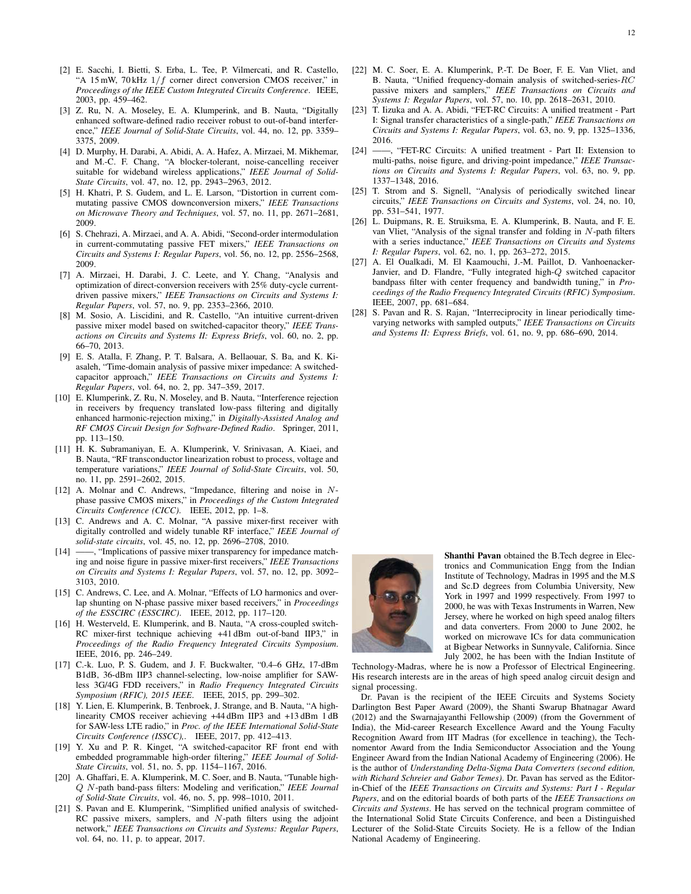[2] E. Sacchi, I. Bietti, S. Erba, L. Tee, P. Vilmercati, and R. Castello, "A 15 mW, 70 kHz $1/f$ corner direct conversion CMOS receiver," in *Proceedings of the IEEE Custom Integrated Circuits Conference*. IEEE, 2003, pp. 459–462.

[3] Z. Ru, N. A. Moseley, E. A. Klumperink, and B. Nauta, "Digitally enhanced software-defined radio receiver robust to out-of-band interference," *IEEE Journal of Solid-State Circuits*, vol. 44, no. 12, pp. 3359–3375, 2009.

[4] D. Murphy, H. Darabi, A. Abidi, A. A. Hafez, A. Mirzaei, M. Mikhemar, and M.-C. F. Chang, "A blocker-tolerant, noise-cancelling receiver suitable for wideband wireless applications," *IEEE Journal of Solid-State Circuits*, vol. 47, no. 12, pp. 2943–2963, 2012.

[5] H. Khatri, P. S. Gudem, and L. E. Larson, "Distortion in current commutating passive CMOS downconversion mixers," *IEEE Transactions on Microwave Theory and Techniques*, vol. 57, no. 11, pp. 2671–2681, 2009.

[6] S. Chehrazi, A. Mirzaei, and A. A. Abidi, "Second-order intermodulation in current-commutating passive FET mixers," *IEEE Transactions on Circuits and Systems I: Regular Papers*, vol. 56, no. 12, pp. 2556–2568, 2009.

[7] A. Mirzaei, H. Darabi, J. C. Leete, and Y. Chang, "Analysis and optimization of direct-conversion receivers with 25% duty-cycle current-driven passive mixers," *IEEE Transactions on Circuits and Systems I: Regular Papers*, vol. 57, no. 9, pp. 2353–2366, 2010.

[8] M. Sosio, A. Liscidini, and R. Castello, "An intuitive current-driven passive mixer model based on switched-capacitor theory," *IEEE Transactions on Circuits and Systems II: Express Briefs*, vol. 60, no. 2, pp. 66–70, 2013.

[9] E. S. Atalla, F. Zhang, P. T. Balsara, A. Bellaouar, S. Ba, and K. Kiasaleh, "Time-domain analysis of passive mixer impedance: A switched-capacitor approach," *IEEE Transactions on Circuits and Systems I: Regular Papers*, vol. 64, no. 2, pp. 347–359, 2017.

[10] E. Klumperink, Z. Ru, N. Moseley, and B. Nauta, "Interference rejection in receivers by frequency translated low-pass filtering and digitally enhanced harmonic-rejection mixing," in *Digitally-Assisted Analog and RF CMOS Circuit Design for Software-Defined Radio*. Springer, 2011, pp. 113–150.

[11] H. K. Subramaniyan, E. A. Klumperink, V. Srinivasan, A. Kiaei, and B. Nauta, "RF transconductor linearization robust to process, voltage and temperature variations," *IEEE Journal of Solid-State Circuits*, vol. 50, no. 11, pp. 2591–2602, 2015.

[12] A. Molnar and C. Andrews, "Impedance, filtering and noise in $N$-phase passive CMOS mixers," in *Proceedings of the Custom Integrated Circuits Conference (CICC)*. IEEE, 2012, pp. 1–8.

[13] C. Andrews and A. C. Molnar, "A passive mixer-first receiver with digitally controlled and widely tunable RF interface," *IEEE Journal of solid-state circuits*, vol. 45, no. 12, pp. 2696–2708, 2010.

[14] ——, "Implications of passive mixer transparency for impedance matching and noise figure in passive mixer-first receivers," *IEEE Transactions on Circuits and Systems I: Regular Papers*, vol. 57, no. 12, pp. 3092–3103, 2010.

[15] C. Andrews, C. Lee, and A. Molnar, "Effects of LO harmonics and overlap shunting on N-phase passive mixer based receivers," in *Proceedings of the ESSCIRC (ESSCIRC)*. IEEE, 2012, pp. 117–120.

[16] H. Westerveld, E. Klumperink, and B. Nauta, "A cross-coupled switch-RC mixer-first technique achieving +41 dBm out-of-band IIP3," in *Proceedings of the Radio Frequency Integrated Circuits Symposium*. IEEE, 2016, pp. 246–249.

[17] C.-k. Luo, P. S. Gudem, and J. F. Buckwalter, "0.4–6 GHz, 17-dBm B1dB, 36-dBm IIP3 channel-selecting, low-noise amplifier for SAW-less 3G/4G FDD receivers," in *Radio Frequency Integrated Circuits Symposium (RFIC), 2015 IEEE*. IEEE, 2015, pp. 299–302.

[18] Y. Lien, E. Klumperink, B. Tenbroek, J. Strange, and B. Nauta, "A high-linearity CMOS receiver achieving +44 dBm IIP3 and +13 dBm 1 dB for SAW-less LTE radio," in *Proc. of the IEEE International Solid-State Circuits Conference (ISSCC),*. IEEE, 2017, pp. 412–413.

[19] Y. Xu and P. R. Kinget, "A switched-capacitor RF front end with embedded programmable high-order filtering," *IEEE Journal of Solid-State Circuits*, vol. 51, no. 5, pp. 1154–1167, 2016.

[20] A. Ghaffari, E. A. Klumperink, M. C. Soer, and B. Nauta, "Tunable high-$Q$ $N$-path band-pass filters: Modeling and verification," *IEEE Journal of Solid-State Circuits*, vol. 46, no. 5, pp. 998–1010, 2011.

[21] S. Pavan and E. Klumperink, "Simplified unified analysis of switched-RC passive mixers, samplers, and $N$-path filters using the adjoint network," *IEEE Transactions on Circuits and Systems: Regular Papers*, vol. 64, no. 11, p. to appear, 2017.

[22] M. C. Soer, E. A. Klumperink, P.-T. De Boer, F. E. Van Vliet, and B. Nauta, "Unified frequency-domain analysis of switched-series-$RC$ passive mixers and samplers," *IEEE Transactions on Circuits and Systems I: Regular Papers*, vol. 57, no. 10, pp. 2618–2631, 2010.

[23] T. Iizuka and A. A. Abidi, "FET-RC Circuits: A unified treatment - Part I: Signal transfer characteristics of a single-path," *IEEE Transactions on Circuits and Systems I: Regular Papers*, vol. 63, no. 9, pp. 1325–1336, 2016.

[24] ——, "FET-RC Circuits: A unified treatment - Part II: Extension to multi-paths, noise figure, and driving-point impedance," *IEEE Transactions on Circuits and Systems I: Regular Papers*, vol. 63, no. 9, pp. 1337–1348, 2016.

[25] T. Strom and S. Signell, "Analysis of periodically switched linear circuits," *IEEE Transactions on Circuits and Systems*, vol. 24, no. 10, pp. 531–541, 1977.

[26] L. Duipmans, R. E. Struiksma, E. A. Klumperink, B. Nauta, and F. E. van Vliet, "Analysis of the signal transfer and folding in $N$-path filters with a series inductance," *IEEE Transactions on Circuits and Systems I: Regular Papers*, vol. 62, no. 1, pp. 263–272, 2015.

[27] A. El Oualkadi, M. El Kaamouchi, J.-M. Paillot, D. Vanhoenacker-Janvier, and D. Flandre, "Fully integrated high-$Q$ switched capacitor bandpass filter with center frequency and bandwidth tuning," in *Proceedings of the Radio Frequency Integrated Circuits (RFIC) Symposium*. IEEE, 2007, pp. 681–684.

[28] S. Pavan and R. S. Rajan, "Interreciprocity in linear periodically time-varying networks with sampled outputs," *IEEE Transactions on Circuits and Systems II: Express Briefs*, vol. 61, no. 9, pp. 686–690, 2014.

**Shanthi Pavan** obtained the B.Tech degree in Electronics and Communication Engg from the Indian Institute of Technology, Madras in 1995 and the M.S and Sc.D degrees from Columbia University, New York in 1997 and 1999 respectively. From 1997 to 2000, he was with Texas Instruments in Warren, New Jersey, where he worked on high speed analog filters and data converters. From 2000 to June 2002, he worked on microwave ICs for data communication at Bigbear Networks in Sunnyvale, California. Since July 2002, he has been with the Indian Institute of Technology-Madras, where he is now a Professor of Electrical Engineering. His research interests are in the areas of high speed analog circuit design and signal processing.

Dr. Pavan is the recipient of the IEEE Circuits and Systems Society Darlington Best Paper Award (2009), the Shanti Swarup Bhatnagar Award (2012) and the Swarnajayanthi Fellowship (2009) (from the Government of India), the Mid-career Research Excellence Award and the Young Faculty Recognition Award from IIT Madras (for excellence in teaching), the Technomentor Award from the India Semiconductor Association and the Young Engineer Award from the Indian National Academy of Engineering (2006). He is the author of *Understanding Delta-Sigma Data Converters (second edition, with Richard Schreier and Gabor Temes)*. Dr. Pavan has served as the Editor-in-Chief of the *IEEE Transactions on Circuits and Systems: Part I - Regular Papers*, and on the editorial boards of both parts of the *IEEE Transactions on Circuits and Systems*. He has served on the technical program committee of the International Solid State Circuits Conference, and been a Distinguished Lecturer of the Solid-State Circuits Society. He is a fellow of the Indian National Academy of Engineering.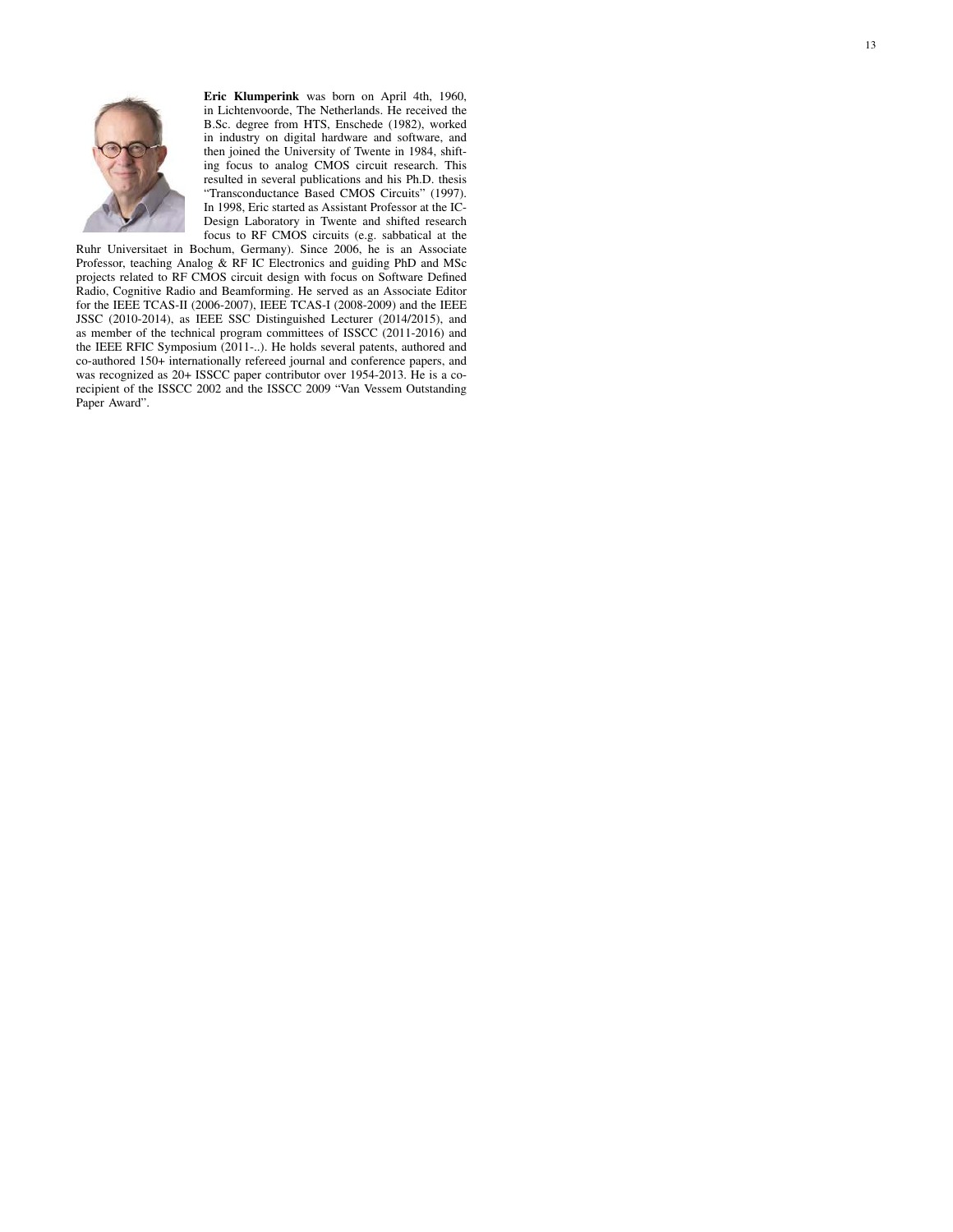**Eric Klumperink** was born on April 4th, 1960, in Lichtenvoorde, The Netherlands. He received the B.Sc. degree from HTS, Enschede (1982), worked in industry on digital hardware and software, and then joined the University of Twente in 1984, shifting focus to analog CMOS circuit research. This resulted in several publications and his Ph.D. thesis "Transconductance Based CMOS Circuits" (1997). In 1998, Eric started as Assistant Professor at the IC-Design Laboratory in Twente and shifted research focus to RF CMOS circuits (e.g. sabbatical at the Ruhr Universitaet in Bochum, Germany). Since 2006, he is an Associate Professor, teaching Analog & RF IC Electronics and guiding PhD and MSc projects related to RF CMOS circuit design with focus on Software Defined Radio, Cognitive Radio and Beamforming. He served as an Associate Editor for the IEEE TCAS-II (2006-2007), IEEE TCAS-I (2008-2009) and the IEEE JSSC (2010-2014), as IEEE SSC Distinguished Lecturer (2014/2015), and as member of the technical program committees of ISSCC (2011-2016) and the IEEE RFIC Symposium (2011-..). He holds several patents, authored and co-authored 150+ internationally refereed journal and conference papers, and was recognized as 20+ ISSCC paper contributor over 1954-2013. He is a co-recipient of the ISSCC 2002 and the ISSCC 2009 "Van Vessem Outstanding Paper Award".